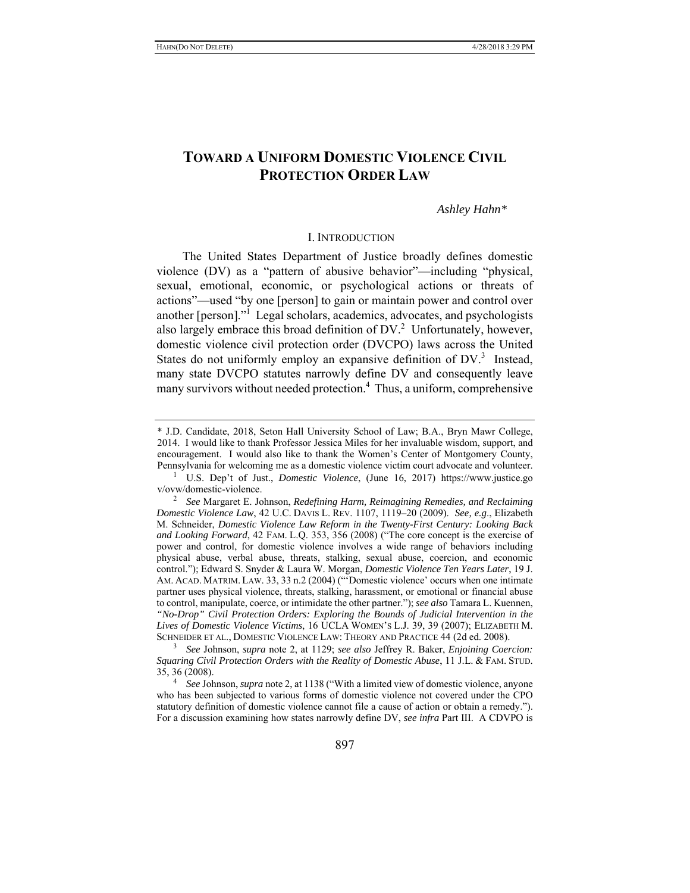# TOWARD A UNIFORM DOMESTIC VIOLENCE CIVIL PROTECTION ORDER LAW

*Ashley Hahn**

## I. INTRODUCTION

The United States Department of Justice broadly defines domestic violence (DV) as a "pattern of abusive behavior"—including "physical, sexual, emotional, economic, or psychological actions or threats of actions"—used "by one [person] to gain or maintain power and control over another [person]."[1] Legal scholars, academics, advocates, and psychologists also largely embrace this broad definition of DV.[2] Unfortunately, however, domestic violence civil protection order (DVCPO) laws across the United States do not uniformly employ an expansive definition of DV.[3] Instead, many state DVCPO statutes narrowly define DV and consequently leave many survivors without needed protection.[4] Thus, a uniform, comprehensive

---

\* J.D. Candidate, 2018, Seton Hall University School of Law; B.A., Bryn Mawr College, 2014. I would like to thank Professor Jessica Miles for her invaluable wisdom, support, and encouragement. I would also like to thank the Women's Center of Montgomery County, Pennsylvania for welcoming me as a domestic violence victim court advocate and volunteer.

[1] U.S. Dep't of Just., *Domestic Violence*, (June 16, 2017) https://www.justice.gov/ovw/domestic-violence.

[2] *See* Margaret E. Johnson, *Redefining Harm, Reimagining Remedies, and Reclaiming Domestic Violence Law*, 42 U.C. DAVIS L. REV. 1107, 1119–20 (2009). *See, e.g*., Elizabeth M. Schneider, *Domestic Violence Law Reform in the Twenty-First Century: Looking Back and Looking Forward*, 42 FAM. L.Q. 353, 356 (2008) ("The core concept is the exercise of power and control, for domestic violence involves a wide range of behaviors including physical abuse, verbal abuse, threats, stalking, sexual abuse, coercion, and economic control."); Edward S. Snyder & Laura W. Morgan, *Domestic Violence Ten Years Later*, 19 J. AM. ACAD. MATRIM. LAW. 33, 33 n.2 (2004) ("'Domestic violence' occurs when one intimate partner uses physical violence, threats, stalking, harassment, or emotional or financial abuse to control, manipulate, coerce, or intimidate the other partner."); *see also* Tamara L. Kuennen, *"No-Drop" Civil Protection Orders: Exploring the Bounds of Judicial Intervention in the Lives of Domestic Violence Victims*, 16 UCLA WOMEN'S L.J. 39, 39 (2007); ELIZABETH M. SCHNEIDER ET AL., DOMESTIC VIOLENCE LAW: THEORY AND PRACTICE 44 (2d ed. 2008).

[3] *See* Johnson, *supra* note 2, at 1129; *see also* Jeffrey R. Baker, *Enjoining Coercion: Squaring Civil Protection Orders with the Reality of Domestic Abuse*, 11 J.L. & FAM. STUD. 35, 36 (2008).

[4] *See* Johnson, *supra* note 2, at 1138 ("With a limited view of domestic violence, anyone who has been subjected to various forms of domestic violence not covered under the CPO statutory definition of domestic violence cannot file a cause of action or obtain a remedy."). For a discussion examining how states narrowly define DV, *see infra* Part III. A CDVPO is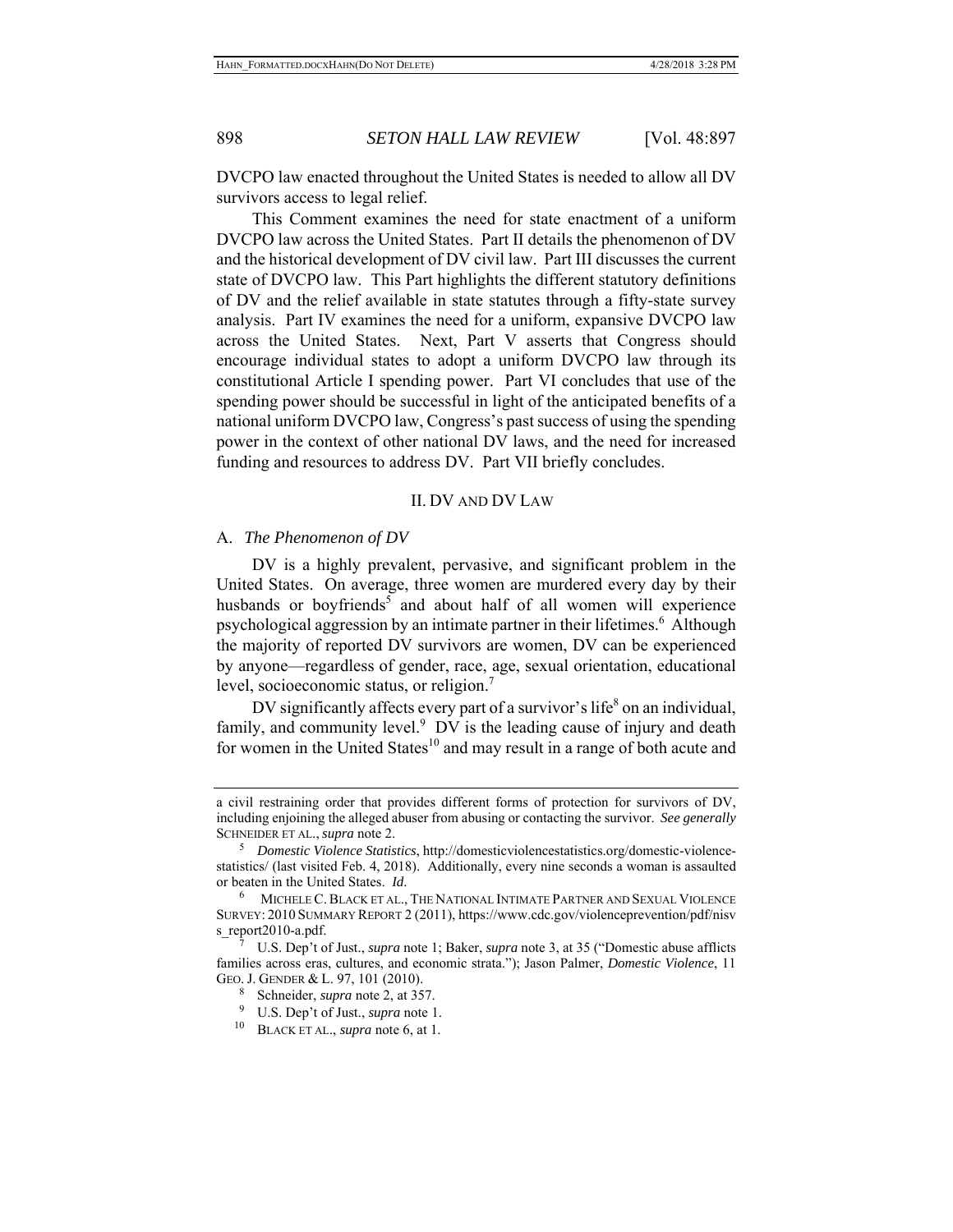DVCPO law enacted throughout the United States is needed to allow all DV survivors access to legal relief.

This Comment examines the need for state enactment of a uniform DVCPO law across the United States. Part II details the phenomenon of DV and the historical development of DV civil law. Part III discusses the current state of DVCPO law. This Part highlights the different statutory definitions of DV and the relief available in state statutes through a fifty-state survey analysis. Part IV examines the need for a uniform, expansive DVCPO law across the United States. Next, Part V asserts that Congress should encourage individual states to adopt a uniform DVCPO law through its constitutional Article I spending power. Part VI concludes that use of the spending power should be successful in light of the anticipated benefits of a national uniform DVCPO law, Congress's past success of using the spending power in the context of other national DV laws, and the need for increased funding and resources to address DV. Part VII briefly concludes.

## II. DV AND DV LAW

### A. *The Phenomenon of DV*

DV is a highly prevalent, pervasive, and significant problem in the United States. On average, three women are murdered every day by their husbands or boyfriends[5] and about half of all women will experience psychological aggression by an intimate partner in their lifetimes.[6] Although the majority of reported DV survivors are women, DV can be experienced by anyone—regardless of gender, race, age, sexual orientation, educational level, socioeconomic status, or religion.[7]

DV significantly affects every part of a survivor's life[8] on an individual, family, and community level.[9] DV is the leading cause of injury and death for women in the United States[10] and may result in a range of both acute and

---

a civil restraining order that provides different forms of protection for survivors of DV, including enjoining the alleged abuser from abusing or contacting the survivor. *See generally* SCHNEIDER ET AL., *supra* note 2.

[5] *Domestic Violence Statistics*, http://domesticviolencestatistics.org/domestic-violence-statistics/ (last visited Feb. 4, 2018). Additionally, every nine seconds a woman is assaulted or beaten in the United States. *Id.*

[6] MICHELE C. BLACK ET AL., THE NATIONAL INTIMATE PARTNER AND SEXUAL VIOLENCE SURVEY: 2010 SUMMARY REPORT 2 (2011), https://www.cdc.gov/violenceprevention/pdf/nisvs_report2010-a.pdf.

[7] U.S. Dep't of Just., *supra* note 1; Baker, *supra* note 3, at 35 ("Domestic abuse afflicts families across eras, cultures, and economic strata."); Jason Palmer, *Domestic Violence*, 11 GEO. J. GENDER & L. 97, 101 (2010).

[8] Schneider, *supra* note 2, at 357.

[9] U.S. Dep't of Just., *supra* note 1.

[10] BLACK ET AL., *supra* note 6, at 1.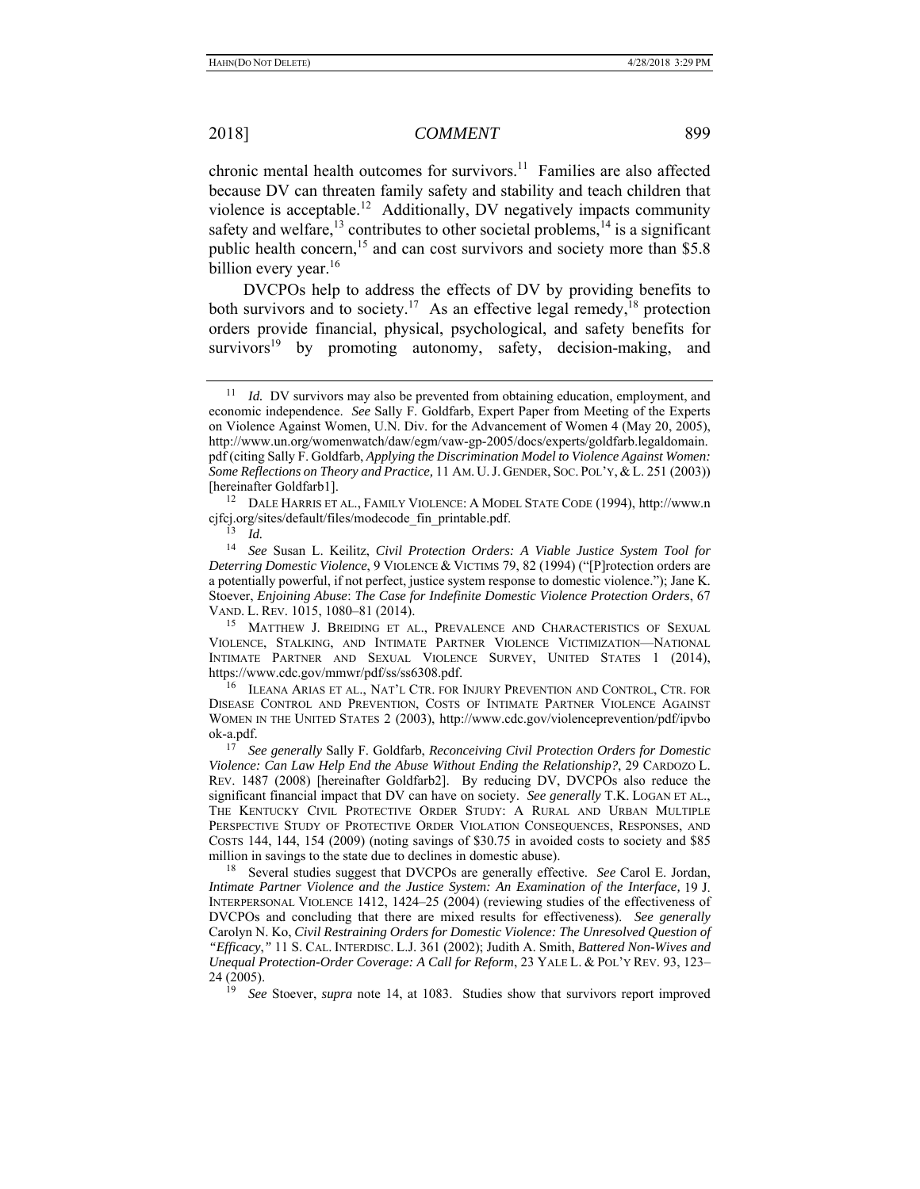chronic mental health outcomes for survivors.[11] Families are also affected because DV can threaten family safety and stability and teach children that violence is acceptable.[12] Additionally, DV negatively impacts community safety and welfare,[13] contributes to other societal problems,[14] is a significant public health concern,[15] and can cost survivors and society more than $5.8 billion every year.[16]

DVCPOs help to address the effects of DV by providing benefits to both survivors and to society.[17] As an effective legal remedy,[18] protection orders provide financial, physical, psychological, and safety benefits for survivors[19] by promoting autonomy, safety, decision-making, and

---

[11] *Id.* DV survivors may also be prevented from obtaining education, employment, and economic independence. *See* Sally F. Goldfarb, Expert Paper from Meeting of the Experts on Violence Against Women, U.N. Div. for the Advancement of Women 4 (May 20, 2005), http://www.un.org/womenwatch/daw/egm/vaw-gp-2005/docs/experts/goldfarb.legaldomain.pdf (citing Sally F. Goldfarb, *Applying the Discrimination Model to Violence Against Women: Some Reflections on Theory and Practice,* 11 AM. U. J. GENDER, SOC. POL'Y, & L. 251 (2003)) [hereinafter Goldfarb1].

[12] DALE HARRIS ET AL., FAMILY VIOLENCE: A MODEL STATE CODE (1994), http://www.ncjfcj.org/sites/default/files/modecode_fin_printable.pdf.

[13] *Id.*

[14] *See* Susan L. Keilitz, *Civil Protection Orders: A Viable Justice System Tool for Deterring Domestic Violence*, 9 VIOLENCE & VICTIMS 79, 82 (1994) ("[P]rotection orders are a potentially powerful, if not perfect, justice system response to domestic violence."); Jane K. Stoever, *Enjoining Abuse*: *The Case for Indefinite Domestic Violence Protection Orders*, 67 VAND. L. REV. 1015, 1080–81 (2014).

[15] MATTHEW J. BREIDING ET AL., PREVALENCE AND CHARACTERISTICS OF SEXUAL VIOLENCE, STALKING, AND INTIMATE PARTNER VIOLENCE VICTIMIZATION—NATIONAL INTIMATE PARTNER AND SEXUAL VIOLENCE SURVEY, UNITED STATES 1 (2014), https://www.cdc.gov/mmwr/pdf/ss/ss6308.pdf.

[16] ILEANA ARIAS ET AL., NAT'L CTR. FOR INJURY PREVENTION AND CONTROL, CTR. FOR DISEASE CONTROL AND PREVENTION, COSTS OF INTIMATE PARTNER VIOLENCE AGAINST WOMEN IN THE UNITED STATES 2 (2003), http://www.cdc.gov/violenceprevention/pdf/ipvbook-a.pdf.

[17] *See generally* Sally F. Goldfarb, *Reconceiving Civil Protection Orders for Domestic Violence: Can Law Help End the Abuse Without Ending the Relationship?*, 29 CARDOZO L. REV. 1487 (2008) [hereinafter Goldfarb2]. By reducing DV, DVCPOs also reduce the significant financial impact that DV can have on society. *See generally* T.K. LOGAN ET AL., THE KENTUCKY CIVIL PROTECTIVE ORDER STUDY: A RURAL AND URBAN MULTIPLE PERSPECTIVE STUDY OF PROTECTIVE ORDER VIOLATION CONSEQUENCES, RESPONSES, AND COSTS 144, 144, 154 (2009) (noting savings of $30.75 in avoided costs to society and $85 million in savings to the state due to declines in domestic abuse).

[18] Several studies suggest that DVCPOs are generally effective. *See* Carol E. Jordan, *Intimate Partner Violence and the Justice System: An Examination of the Interface,* 19 J. INTERPERSONAL VIOLENCE 1412, 1424–25 (2004) (reviewing studies of the effectiveness of DVCPOs and concluding that there are mixed results for effectiveness). *See generally* Carolyn N. Ko, *Civil Restraining Orders for Domestic Violence: The Unresolved Question of "Efficacy*,*"* 11 S. CAL. INTERDISC. L.J. 361 (2002); Judith A. Smith, *Battered Non-Wives and Unequal Protection-Order Coverage: A Call for Reform*, 23 YALE L. & POL'Y REV. 93, 123–24 (2005).

[19] *See* Stoever, *supra* note 14, at 1083. Studies show that survivors report improved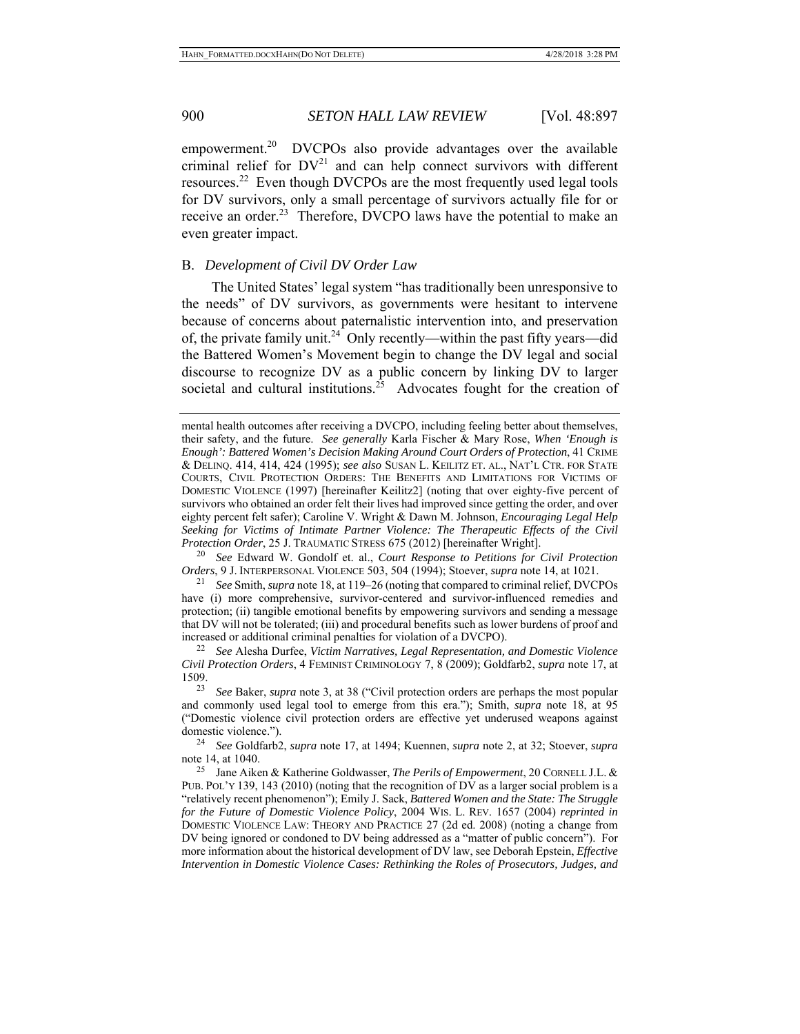empowerment.[20] DVCPOs also provide advantages over the available criminal relief for DV[21] and can help connect survivors with different resources.[22] Even though DVCPOs are the most frequently used legal tools for DV survivors, only a small percentage of survivors actually file for or receive an order.[23] Therefore, DVCPO laws have the potential to make an even greater impact.

### B. *Development of Civil DV Order Law*

The United States' legal system "has traditionally been unresponsive to the needs" of DV survivors, as governments were hesitant to intervene because of concerns about paternalistic intervention into, and preservation of, the private family unit.[24] Only recently—within the past fifty years—did the Battered Women's Movement begin to change the DV legal and social discourse to recognize DV as a public concern by linking DV to larger societal and cultural institutions.[25] Advocates fought for the creation of

---

mental health outcomes after receiving a DVCPO, including feeling better about themselves, their safety, and the future. *See generally* Karla Fischer & Mary Rose, *When 'Enough is Enough': Battered Women's Decision Making Around Court Orders of Protection*, 41 CRIME & DELINQ. 414, 414, 424 (1995); *see also* SUSAN L. KEILITZ ET. AL., NAT'L CTR. FOR STATE COURTS, CIVIL PROTECTION ORDERS: THE BENEFITS AND LIMITATIONS FOR VICTIMS OF DOMESTIC VIOLENCE (1997) [hereinafter Keilitz2] (noting that over eighty-five percent of survivors who obtained an order felt their lives had improved since getting the order, and over eighty percent felt safer); Caroline V. Wright & Dawn M. Johnson, *Encouraging Legal Help Seeking for Victims of Intimate Partner Violence: The Therapeutic Effects of the Civil Protection Order*, 25 J. TRAUMATIC STRESS 675 (2012) [hereinafter Wright].

[20] *See* Edward W. Gondolf et. al., *Court Response to Petitions for Civil Protection Orders*, 9 J. INTERPERSONAL VIOLENCE 503, 504 (1994); Stoever, *supra* note 14, at 1021.

[21] *See* Smith, *supra* note 18, at 119–26 (noting that compared to criminal relief, DVCPOs have (i) more comprehensive, survivor-centered and survivor-influenced remedies and protection; (ii) tangible emotional benefits by empowering survivors and sending a message that DV will not be tolerated; (iii) and procedural benefits such as lower burdens of proof and increased or additional criminal penalties for violation of a DVCPO).

[22] *See* Alesha Durfee, *Victim Narratives, Legal Representation, and Domestic Violence Civil Protection Orders*, 4 FEMINIST CRIMINOLOGY 7, 8 (2009); Goldfarb2, *supra* note 17, at 1509.

[23] *See* Baker, *supra* note 3, at 38 ("Civil protection orders are perhaps the most popular and commonly used legal tool to emerge from this era."); Smith, *supra* note 18, at 95 ("Domestic violence civil protection orders are effective yet underused weapons against domestic violence.").

[24] *See* Goldfarb2, *supra* note 17, at 1494; Kuennen, *supra* note 2, at 32; Stoever, *supra* note 14, at 1040.

[25] Jane Aiken & Katherine Goldwasser, *The Perils of Empowerment*, 20 CORNELL J.L. & PUB. POL'Y 139, 143 (2010) (noting that the recognition of DV as a larger social problem is a "relatively recent phenomenon"); Emily J. Sack, *Battered Women and the State: The Struggle for the Future of Domestic Violence Policy*, 2004 WIS. L. REV. 1657 (2004) *reprinted in* DOMESTIC VIOLENCE LAW: THEORY AND PRACTICE 27 (2d ed. 2008) (noting a change from DV being ignored or condoned to DV being addressed as a "matter of public concern"). For more information about the historical development of DV law, see Deborah Epstein, *Effective Intervention in Domestic Violence Cases: Rethinking the Roles of Prosecutors, Judges, and*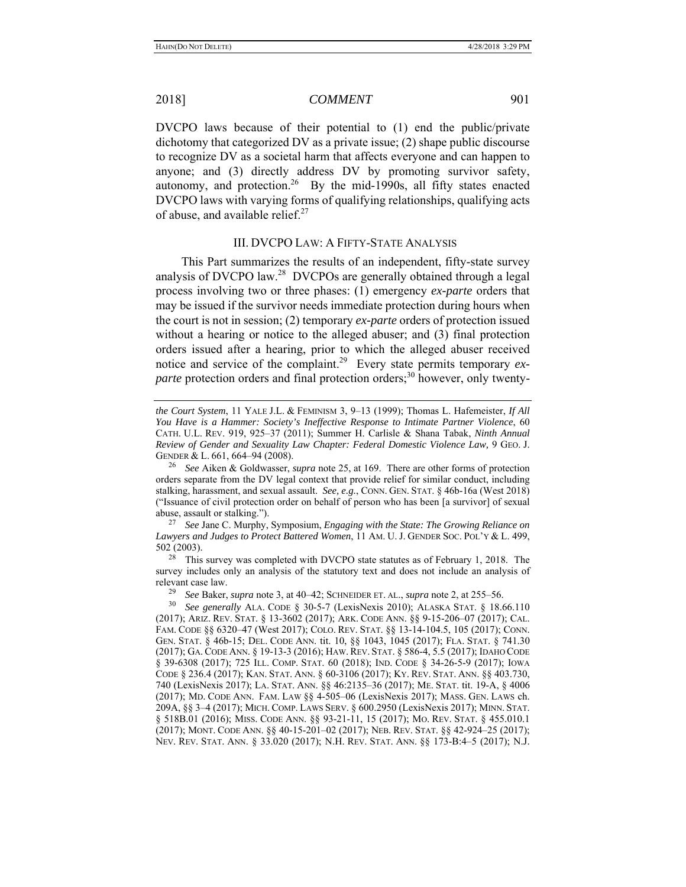DVCPO laws because of their potential to (1) end the public/private dichotomy that categorized DV as a private issue; (2) shape public discourse to recognize DV as a societal harm that affects everyone and can happen to anyone; and (3) directly address DV by promoting survivor safety, autonomy, and protection.[26] By the mid-1990s, all fifty states enacted DVCPO laws with varying forms of qualifying relationships, qualifying acts of abuse, and available relief.[27]

## III. DVCPO LAW: A FIFTY-STATE ANALYSIS

This Part summarizes the results of an independent, fifty-state survey analysis of DVCPO law.[28] DVCPOs are generally obtained through a legal process involving two or three phases: (1) emergency *ex-parte* orders that may be issued if the survivor needs immediate protection during hours when the court is not in session; (2) temporary *ex-parte* orders of protection issued without a hearing or notice to the alleged abuser; and (3) final protection orders issued after a hearing, prior to which the alleged abuser received notice and service of the complaint.[29] Every state permits temporary *ex-parte* protection orders and final protection orders;[30] however, only twenty-

---

*the Court System*, 11 YALE J.L. & FEMINISM 3, 9–13 (1999); Thomas L. Hafemeister, *If All You Have is a Hammer: Society's Ineffective Response to Intimate Partner Violence*, 60 CATH. U.L. REV. 919, 925–37 (2011); Summer H. Carlisle & Shana Tabak, *Ninth Annual Review of Gender and Sexuality Law Chapter: Federal Domestic Violence Law,* 9 GEO. J. GENDER & L. 661, 664–94 (2008).

[26] *See* Aiken & Goldwasser, *supra* note 25, at 169. There are other forms of protection orders separate from the DV legal context that provide relief for similar conduct, including stalking, harassment, and sexual assault. *See, e.g.*, CONN. GEN. STAT. § 46b-16a (West 2018) ("Issuance of civil protection order on behalf of person who has been [a survivor] of sexual abuse, assault or stalking.").

[27] *See* Jane C. Murphy, Symposium, *Engaging with the State: The Growing Reliance on Lawyers and Judges to Protect Battered Women*, 11 AM. U. J. GENDER SOC. POL'Y & L. 499, 502 (2003).

[28] This survey was completed with DVCPO state statutes as of February 1, 2018. The survey includes only an analysis of the statutory text and does not include an analysis of relevant case law.

[29] *See* Baker, *supra* note 3, at 40–42; SCHNEIDER ET. AL., *supra* note 2, at 255–56.

[30] *See generally* ALA. CODE § 30-5-7 (LexisNexis 2010); ALASKA STAT. § 18.66.110 (2017); ARIZ. REV. STAT. § 13-3602 (2017); ARK. CODE ANN. §§ 9-15-206–07 (2017); CAL. FAM. CODE §§ 6320–47 (West 2017); COLO. REV. STAT. §§ 13-14-104.5, 105 (2017); CONN. GEN. STAT. § 46b-15; DEL. CODE ANN. tit. 10, §§ 1043, 1045 (2017); FLA. STAT. § 741.30 (2017); GA. CODE ANN. § 19-13-3 (2016); HAW. REV. STAT. § 586-4, 5.5 (2017); IDAHO CODE § 39-6308 (2017); 725 ILL. COMP. STAT. 60 (2018); IND. CODE § 34-26-5-9 (2017); IOWA CODE § 236.4 (2017); KAN. STAT. ANN. § 60-3106 (2017); KY. REV. STAT. ANN. §§ 403.730, 740 (LexisNexis 2017); LA. STAT. ANN. §§ 46:2135–36 (2017); ME. STAT. tit. 19-A, § 4006 (2017); MD. CODE ANN. FAM. LAW §§ 4-505–06 (LexisNexis 2017); MASS. GEN. LAWS ch. 209A, §§ 3–4 (2017); MICH. COMP. LAWS SERV. § 600.2950 (LexisNexis 2017); MINN. STAT. § 518B.01 (2016); MISS. CODE ANN. §§ 93-21-11, 15 (2017); MO. REV. STAT. § 455.010.1 (2017); MONT. CODE ANN. §§ 40-15-201–02 (2017); NEB. REV. STAT. §§ 42-924–25 (2017); NEV. REV. STAT. ANN. § 33.020 (2017); N.H. REV. STAT. ANN. §§ 173-B:4–5 (2017); N.J.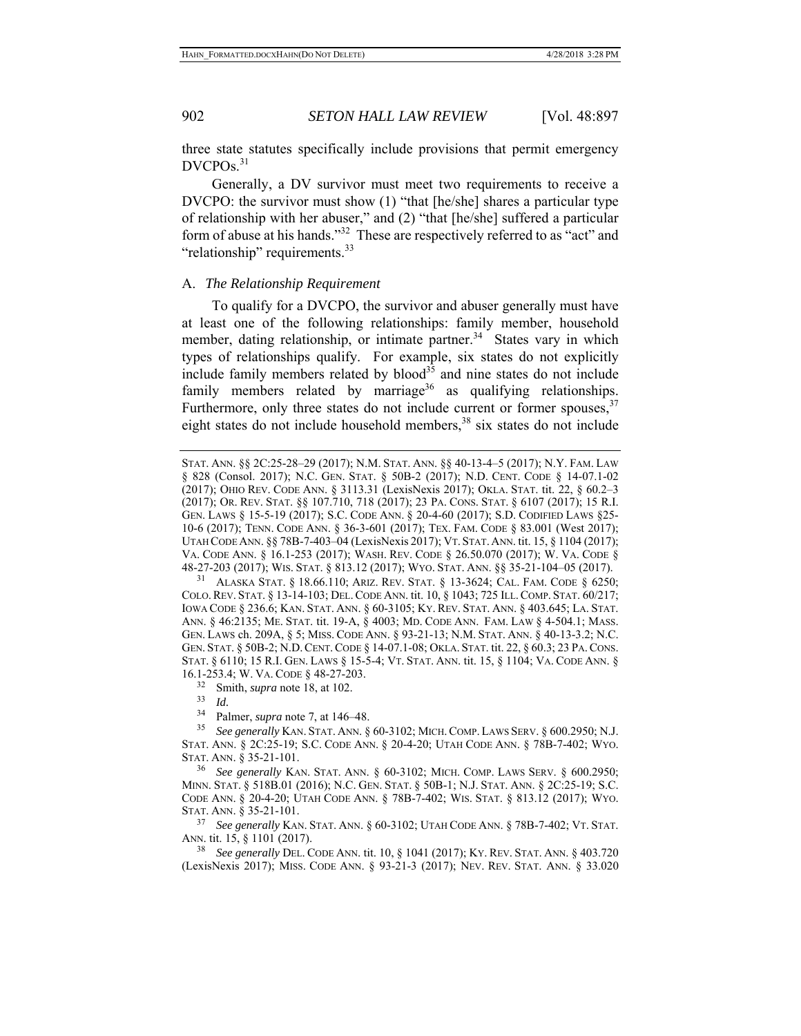three state statutes specifically include provisions that permit emergency DVCPOs.[31]

Generally, a DV survivor must meet two requirements to receive a DVCPO: the survivor must show (1) "that [he/she] shares a particular type of relationship with her abuser," and (2) "that [he/she] suffered a particular form of abuse at his hands."[32] These are respectively referred to as "act" and "relationship" requirements.[33]

### A. *The Relationship Requirement*

To qualify for a DVCPO, the survivor and abuser generally must have at least one of the following relationships: family member, household member, dating relationship, or intimate partner.[34] States vary in which types of relationships qualify. For example, six states do not explicitly include family members related by blood[35] and nine states do not include family members related by marriage[36] as qualifying relationships. Furthermore, only three states do not include current or former spouses,[37] eight states do not include household members,[38] six states do not include

---

STAT. ANN. §§ 2C:25-28–29 (2017); N.M. STAT. ANN. §§ 40-13-4–5 (2017); N.Y. FAM. LAW § 828 (Consol. 2017); N.C. GEN. STAT. § 50B-2 (2017); N.D. CENT. CODE § 14-07.1-02 (2017); OHIO REV. CODE ANN. § 3113.31 (LexisNexis 2017); OKLA. STAT. tit. 22, § 60.2–3 (2017); OR. REV. STAT. §§ 107.710, 718 (2017); 23 PA. CONS. STAT. § 6107 (2017); 15 R.I. GEN. LAWS § 15-5-19 (2017); S.C. CODE ANN. § 20-4-60 (2017); S.D. CODIFIED LAWS §25-10-6 (2017); TENN. CODE ANN. § 36-3-601 (2017); TEX. FAM. CODE § 83.001 (West 2017); UTAH CODE ANN. §§ 78B-7-403–04 (LexisNexis 2017); VT. STAT. ANN. tit. 15, § 1104 (2017); VA. CODE ANN. § 16.1-253 (2017); WASH. REV. CODE § 26.50.070 (2017); W. VA. CODE § 48-27-203 (2017); WIS. STAT. § 813.12 (2017); WYO. STAT. ANN. §§ 35-21-104–05 (2017).

[31] ALASKA STAT. § 18.66.110; ARIZ. REV. STAT. § 13-3624; CAL. FAM. CODE § 6250; COLO. REV. STAT. § 13-14-103; DEL. CODE ANN. tit. 10, § 1043; 725 ILL. COMP. STAT. 60/217; IOWA CODE § 236.6; KAN. STAT. ANN. § 60-3105; KY. REV. STAT. ANN. § 403.645; LA. STAT. ANN. § 46:2135; ME. STAT. tit. 19-A, § 4003; MD. CODE ANN. FAM. LAW § 4-504.1; MASS. GEN. LAWS ch. 209A, § 5; MISS. CODE ANN. § 93-21-13; N.M. STAT. ANN. § 40-13-3.2; N.C. GEN. STAT. § 50B-2; N.D. CENT. CODE § 14-07.1-08; OKLA. STAT. tit. 22, § 60.3; 23 PA. CONS. STAT. § 6110; 15 R.I. GEN. LAWS § 15-5-4; VT. STAT. ANN. tit. 15, § 1104; VA. CODE ANN. § 16.1-253.4; W. VA. CODE § 48-27-203.

[32] Smith, *supra* note 18, at 102.

[33] *Id.*

[34] Palmer, *supra* note 7, at 146–48.

[35] *See generally* KAN. STAT. ANN. § 60-3102; MICH. COMP. LAWS SERV. § 600.2950; N.J. STAT. ANN. § 2C:25-19; S.C. CODE ANN. § 20-4-20; UTAH CODE ANN. § 78B-7-402; WYO. STAT. ANN. § 35-21-101.

[36] *See generally* KAN. STAT. ANN. § 60-3102; MICH. COMP. LAWS SERV. § 600.2950; MINN. STAT. § 518B.01 (2016); N.C. GEN. STAT. § 50B-1; N.J. STAT. ANN. § 2C:25-19; S.C. CODE ANN. § 20-4-20; UTAH CODE ANN. § 78B-7-402; WIS. STAT. § 813.12 (2017); WYO. STAT. ANN. § 35-21-101.

[37] *See generally* KAN. STAT. ANN. § 60-3102; UTAH CODE ANN. § 78B-7-402; VT. STAT. ANN. tit. 15, § 1101 (2017).

[38] *See generally* DEL. CODE ANN. tit. 10, § 1041 (2017); KY. REV. STAT. ANN. § 403.720 (LexisNexis 2017); MISS. CODE ANN. § 93-21-3 (2017); NEV. REV. STAT. ANN. § 33.020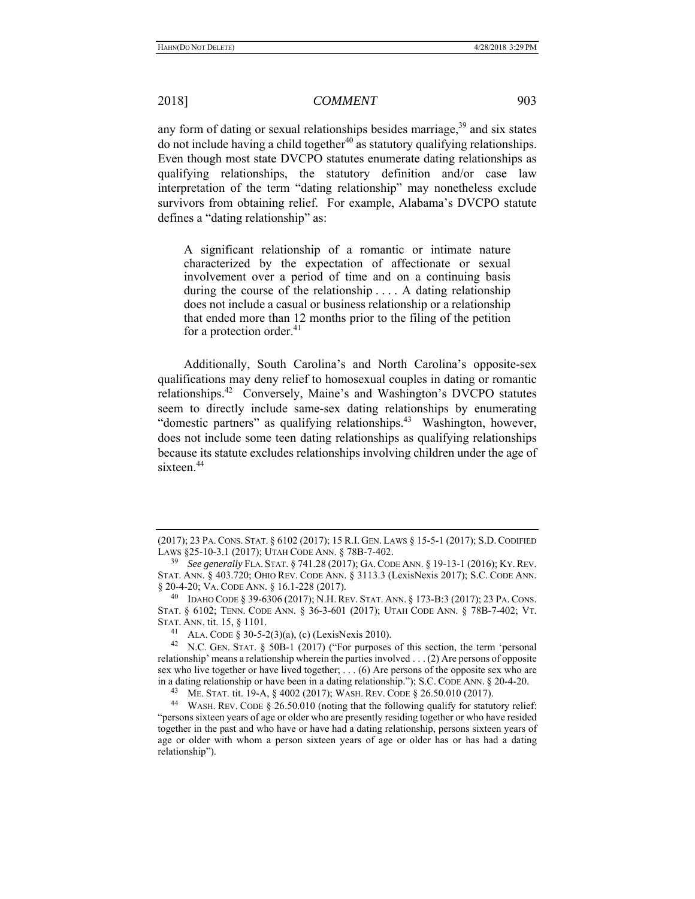any form of dating or sexual relationships besides marriage,[39] and six states do not include having a child together[40] as statutory qualifying relationships. Even though most state DVCPO statutes enumerate dating relationships as qualifying relationships, the statutory definition and/or case law interpretation of the term "dating relationship" may nonetheless exclude survivors from obtaining relief. For example, Alabama's DVCPO statute defines a "dating relationship" as:

> A significant relationship of a romantic or intimate nature characterized by the expectation of affectionate or sexual involvement over a period of time and on a continuing basis during the course of the relationship . . . . A dating relationship does not include a casual or business relationship or a relationship that ended more than 12 months prior to the filing of the petition for a protection order.[41]

Additionally, South Carolina's and North Carolina's opposite-sex qualifications may deny relief to homosexual couples in dating or romantic relationships.[42] Conversely, Maine's and Washington's DVCPO statutes seem to directly include same-sex dating relationships by enumerating "domestic partners" as qualifying relationships.[43] Washington, however, does not include some teen dating relationships as qualifying relationships because its statute excludes relationships involving children under the age of sixteen.[44]

---

(2017); 23 PA. CONS. STAT. § 6102 (2017); 15 R.I. GEN. LAWS § 15-5-1 (2017); S.D. CODIFIED LAWS §25-10-3.1 (2017); UTAH CODE ANN. § 78B-7-402.

[39] *See generally* FLA. STAT. § 741.28 (2017); GA. CODE ANN. § 19-13-1 (2016); KY. REV. STAT. ANN. § 403.720; OHIO REV. CODE ANN. § 3113.3 (LexisNexis 2017); S.C. CODE ANN. § 20-4-20; VA. CODE ANN. § 16.1-228 (2017).

[40] IDAHO CODE § 39-6306 (2017); N.H. REV. STAT. ANN. § 173-B:3 (2017); 23 PA. CONS. STAT. § 6102; TENN. CODE ANN. § 36-3-601 (2017); UTAH CODE ANN. § 78B-7-402; VT. STAT. ANN. tit. 15, § 1101.

[41] ALA. CODE § 30-5-2(3)(a), (c) (LexisNexis 2010).

[42] N.C. GEN. STAT. § 50B-1 (2017) ("For purposes of this section, the term 'personal relationship' means a relationship wherein the parties involved . . . (2) Are persons of opposite sex who live together or have lived together; . . . (6) Are persons of the opposite sex who are in a dating relationship or have been in a dating relationship."); S.C. CODE ANN. § 20-4-20.

[43] ME. STAT. tit. 19-A, § 4002 (2017); WASH. REV. CODE § 26.50.010 (2017).

[44] WASH. REV. CODE § 26.50.010 (noting that the following qualify for statutory relief: "persons sixteen years of age or older who are presently residing together or who have resided together in the past and who have or have had a dating relationship, persons sixteen years of age or older with whom a person sixteen years of age or older has or has had a dating relationship").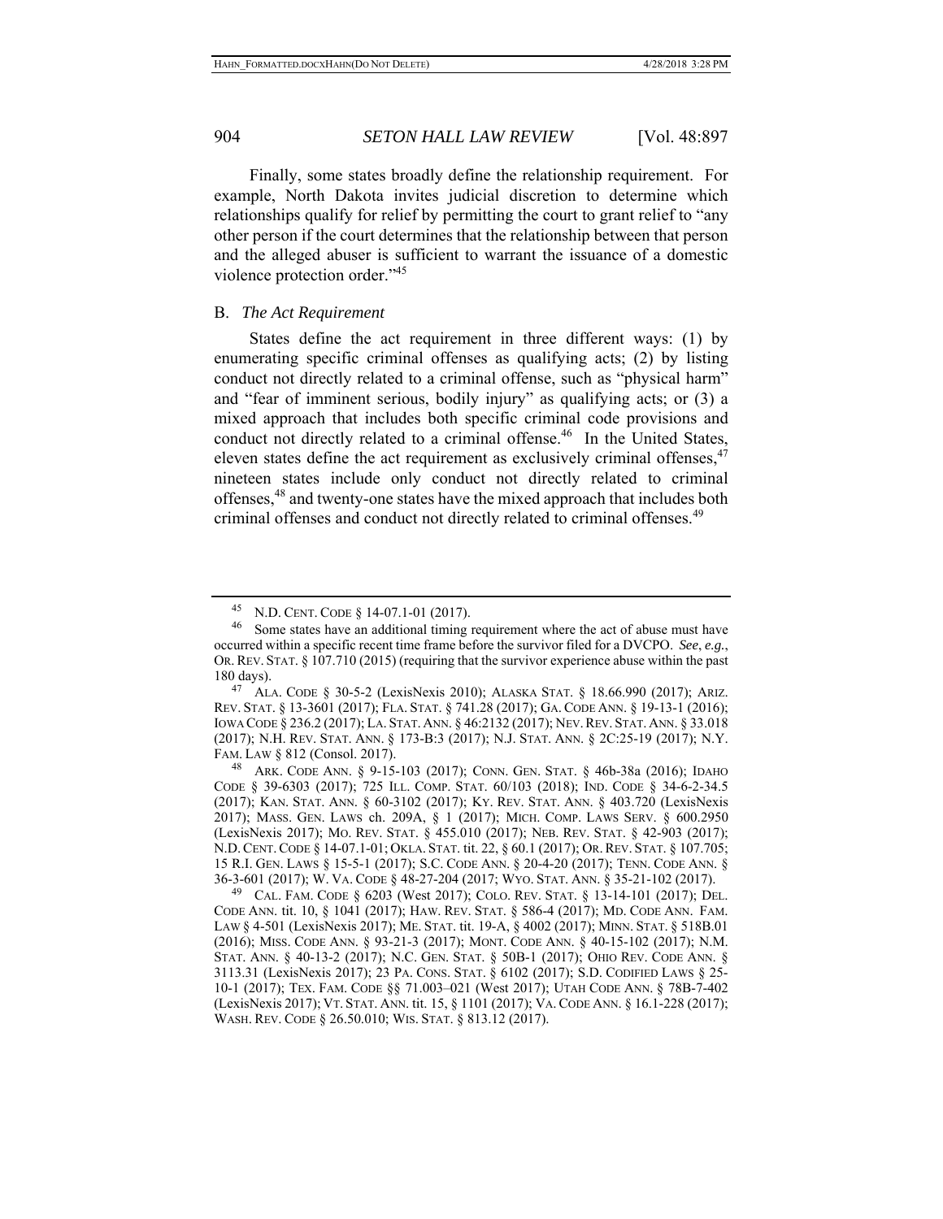Finally, some states broadly define the relationship requirement. For example, North Dakota invites judicial discretion to determine which relationships qualify for relief by permitting the court to grant relief to "any other person if the court determines that the relationship between that person and the alleged abuser is sufficient to warrant the issuance of a domestic violence protection order."[45]

## B. *The Act Requirement*

States define the act requirement in three different ways: (1) by enumerating specific criminal offenses as qualifying acts; (2) by listing conduct not directly related to a criminal offense, such as "physical harm" and "fear of imminent serious, bodily injury" as qualifying acts; or (3) a mixed approach that includes both specific criminal code provisions and conduct not directly related to a criminal offense.[46] In the United States, eleven states define the act requirement as exclusively criminal offenses,[47] nineteen states include only conduct not directly related to criminal offenses,[48] and twenty-one states have the mixed approach that includes both criminal offenses and conduct not directly related to criminal offenses.[49]

---

[45] N.D. CENT. CODE § 14-07.1-01 (2017).

[46] Some states have an additional timing requirement where the act of abuse must have occurred within a specific recent time frame before the survivor filed for a DVCPO. *See*, *e.g.*, OR. REV. STAT. § 107.710 (2015) (requiring that the survivor experience abuse within the past 180 days).

[47] ALA. CODE § 30-5-2 (LexisNexis 2010); ALASKA STAT. § 18.66.990 (2017); ARIZ. REV. STAT. § 13-3601 (2017); FLA. STAT. § 741.28 (2017); GA. CODE ANN. § 19-13-1 (2016); IOWA CODE § 236.2 (2017); LA. STAT. ANN. § 46:2132 (2017); NEV. REV. STAT. ANN. § 33.018 (2017); N.H. REV. STAT. ANN. § 173-B:3 (2017); N.J. STAT. ANN. § 2C:25-19 (2017); N.Y. FAM. LAW § 812 (Consol. 2017).

[48] ARK. CODE ANN. § 9-15-103 (2017); CONN. GEN. STAT. § 46b-38a (2016); IDAHO CODE § 39-6303 (2017); 725 ILL. COMP. STAT. 60/103 (2018); IND. CODE § 34-6-2-34.5 (2017); KAN. STAT. ANN. § 60-3102 (2017); KY. REV. STAT. ANN. § 403.720 (LexisNexis 2017); MASS. GEN. LAWS ch. 209A, § 1 (2017); MICH. COMP. LAWS SERV. § 600.2950 (LexisNexis 2017); MO. REV. STAT. § 455.010 (2017); NEB. REV. STAT. § 42-903 (2017); N.D. CENT. CODE § 14-07.1-01; OKLA. STAT. tit. 22, § 60.1 (2017); OR. REV. STAT. § 107.705; 15 R.I. GEN. LAWS § 15-5-1 (2017); S.C. CODE ANN. § 20-4-20 (2017); TENN. CODE ANN. § 36-3-601 (2017); W. VA. CODE § 48-27-204 (2017; WYO. STAT. ANN. § 35-21-102 (2017).

[49] CAL. FAM. CODE § 6203 (West 2017); COLO. REV. STAT. § 13-14-101 (2017); DEL. CODE ANN. tit. 10, § 1041 (2017); HAW. REV. STAT. § 586-4 (2017); MD. CODE ANN. FAM. LAW § 4-501 (LexisNexis 2017); ME. STAT. tit. 19-A, § 4002 (2017); MINN. STAT. § 518B.01 (2016); MISS. CODE ANN. § 93-21-3 (2017); MONT. CODE ANN. § 40-15-102 (2017); N.M. STAT. ANN. § 40-13-2 (2017); N.C. GEN. STAT. § 50B-1 (2017); OHIO REV. CODE ANN. § 3113.31 (LexisNexis 2017); 23 PA. CONS. STAT. § 6102 (2017); S.D. CODIFIED LAWS § 25-10-1 (2017); TEX. FAM. CODE §§ 71.003–021 (West 2017); UTAH CODE ANN. § 78B-7-402 (LexisNexis 2017); VT. STAT. ANN. tit. 15, § 1101 (2017); VA. CODE ANN. § 16.1-228 (2017); WASH. REV. CODE § 26.50.010; WIS. STAT. § 813.12 (2017).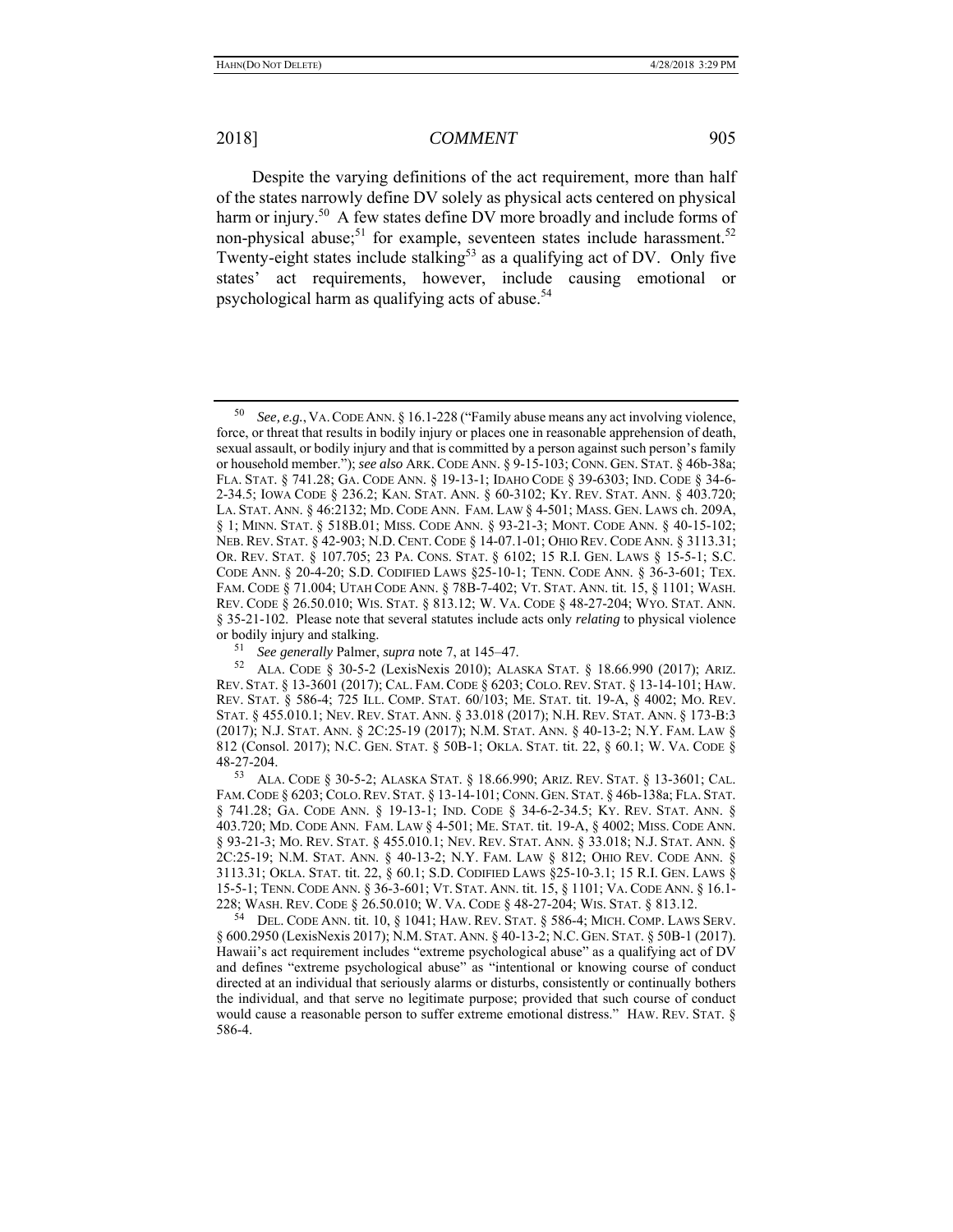Despite the varying definitions of the act requirement, more than half of the states narrowly define DV solely as physical acts centered on physical harm or injury.[50] A few states define DV more broadly and include forms of non-physical abuse;[51] for example, seventeen states include harassment.[52] Twenty-eight states include stalking[53] as a qualifying act of DV. Only five states' act requirements, however, include causing emotional or psychological harm as qualifying acts of abuse.[54]

---

[50] *See, e.g.*, VA. CODE ANN. § 16.1-228 ("Family abuse means any act involving violence, force, or threat that results in bodily injury or places one in reasonable apprehension of death, sexual assault, or bodily injury and that is committed by a person against such person's family or household member."); *see also* ARK. CODE ANN. § 9-15-103; CONN. GEN. STAT. § 46b-38a; FLA. STAT. § 741.28; GA. CODE ANN. § 19-13-1; IDAHO CODE § 39-6303; IND. CODE § 34-6-2-34.5; IOWA CODE § 236.2; KAN. STAT. ANN. § 60-3102; KY. REV. STAT. ANN. § 403.720; LA. STAT. ANN. § 46:2132; MD. CODE ANN. FAM. LAW § 4-501; MASS. GEN. LAWS ch. 209A, § 1; MINN. STAT. § 518B.01; MISS. CODE ANN. § 93-21-3; MONT. CODE ANN. § 40-15-102; NEB. REV. STAT. § 42-903; N.D. CENT. CODE § 14-07.1-01; OHIO REV. CODE ANN. § 3113.31; OR. REV. STAT. § 107.705; 23 PA. CONS. STAT. § 6102; 15 R.I. GEN. LAWS § 15-5-1; S.C. CODE ANN. § 20-4-20; S.D. CODIFIED LAWS §25-10-1; TENN. CODE ANN. § 36-3-601; TEX. FAM. CODE § 71.004; UTAH CODE ANN. § 78B-7-402; VT. STAT. ANN. tit. 15, § 1101; WASH. REV. CODE § 26.50.010; WIS. STAT. § 813.12; W. VA. CODE § 48-27-204; WYO. STAT. ANN. § 35-21-102. Please note that several statutes include acts only *relating* to physical violence or bodily injury and stalking.

[51] *See generally* Palmer, *supra* note 7, at 145–47.

[52] ALA. CODE § 30-5-2 (LexisNexis 2010); ALASKA STAT. § 18.66.990 (2017); ARIZ. REV. STAT. § 13-3601 (2017); CAL. FAM. CODE § 6203; COLO. REV. STAT. § 13-14-101; HAW. REV. STAT. § 586-4; 725 ILL. COMP. STAT. 60/103; ME. STAT. tit. 19-A, § 4002; MO. REV. STAT. § 455.010.1; NEV. REV. STAT. ANN. § 33.018 (2017); N.H. REV. STAT. ANN. § 173-B:3 (2017); N.J. STAT. ANN. § 2C:25-19 (2017); N.M. STAT. ANN. § 40-13-2; N.Y. FAM. LAW § 812 (Consol. 2017); N.C. GEN. STAT. § 50B-1; OKLA. STAT. tit. 22, § 60.1; W. VA. CODE § 48-27-204.

[53] ALA. CODE § 30-5-2; ALASKA STAT. § 18.66.990; ARIZ. REV. STAT. § 13-3601; CAL. FAM. CODE § 6203; COLO. REV. STAT. § 13-14-101; CONN. GEN. STAT. § 46b-138a; FLA. STAT. § 741.28; GA. CODE ANN. § 19-13-1; IND. CODE § 34-6-2-34.5; KY. REV. STAT. ANN. § 403.720; MD. CODE ANN. FAM. LAW § 4-501; ME. STAT. tit. 19-A, § 4002; MISS. CODE ANN. § 93-21-3; MO. REV. STAT. § 455.010.1; NEV. REV. STAT. ANN. § 33.018; N.J. STAT. ANN. § 2C:25-19; N.M. STAT. ANN. § 40-13-2; N.Y. FAM. LAW § 812; OHIO REV. CODE ANN. § 3113.31; OKLA. STAT. tit. 22, § 60.1; S.D. CODIFIED LAWS §25-10-3.1; 15 R.I. GEN. LAWS § 15-5-1; TENN. CODE ANN. § 36-3-601; VT. STAT. ANN. tit. 15, § 1101; VA. CODE ANN. § 16.1-228; WASH. REV. CODE § 26.50.010; W. VA. CODE § 48-27-204; WIS. STAT. § 813.12.

[54] DEL. CODE ANN. tit. 10, § 1041; HAW. REV. STAT. § 586-4; MICH. COMP. LAWS SERV. § 600.2950 (LexisNexis 2017); N.M. STAT. ANN. § 40-13-2; N.C. GEN. STAT. § 50B-1 (2017). Hawaii's act requirement includes "extreme psychological abuse" as a qualifying act of DV and defines "extreme psychological abuse" as "intentional or knowing course of conduct directed at an individual that seriously alarms or disturbs, consistently or continually bothers the individual, and that serve no legitimate purpose; provided that such course of conduct would cause a reasonable person to suffer extreme emotional distress." HAW. REV. STAT. § 586-4.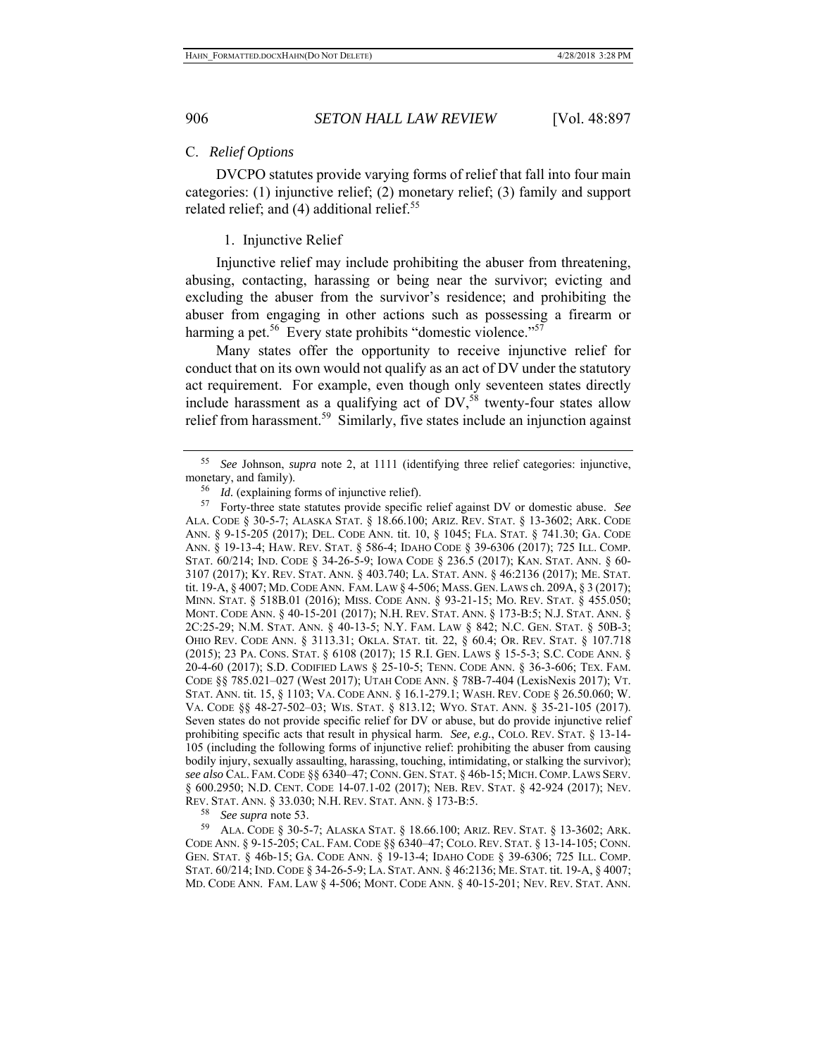### C. *Relief Options*

DVCPO statutes provide varying forms of relief that fall into four main categories: (1) injunctive relief; (2) monetary relief; (3) family and support related relief; and (4) additional relief.[55]

#### 1. Injunctive Relief

Injunctive relief may include prohibiting the abuser from threatening, abusing, contacting, harassing or being near the survivor; evicting and excluding the abuser from the survivor's residence; and prohibiting the abuser from engaging in other actions such as possessing a firearm or harming a pet.[56] Every state prohibits "domestic violence."[57]

Many states offer the opportunity to receive injunctive relief for conduct that on its own would not qualify as an act of DV under the statutory act requirement. For example, even though only seventeen states directly include harassment as a qualifying act of DV,[58] twenty-four states allow relief from harassment.[59] Similarly, five states include an injunction against

---

[55] *See* Johnson, *supra* note 2, at 1111 (identifying three relief categories: injunctive, monetary, and family).

[56] *Id.* (explaining forms of injunctive relief).

[57] Forty-three state statutes provide specific relief against DV or domestic abuse. *See* ALA. CODE § 30-5-7; ALASKA STAT. § 18.66.100; ARIZ. REV. STAT. § 13-3602; ARK. CODE ANN. § 9-15-205 (2017); DEL. CODE ANN. tit. 10, § 1045; FLA. STAT. § 741.30; GA. CODE ANN. § 19-13-4; HAW. REV. STAT. § 586-4; IDAHO CODE § 39-6306 (2017); 725 ILL. COMP. STAT. 60/214; IND. CODE § 34-26-5-9; IOWA CODE § 236.5 (2017); KAN. STAT. ANN. § 60-3107 (2017); KY. REV. STAT. ANN. § 403.740; LA. STAT. ANN. § 46:2136 (2017); ME. STAT. tit. 19-A, § 4007; MD. CODE ANN. FAM. LAW § 4-506; MASS. GEN. LAWS ch. 209A, § 3 (2017); MINN. STAT. § 518B.01 (2016); MISS. CODE ANN. § 93-21-15; MO. REV. STAT. § 455.050; MONT. CODE ANN. § 40-15-201 (2017); N.H. REV. STAT. ANN. § 173-B:5; N.J. STAT. ANN. § 2C:25-29; N.M. STAT. ANN. § 40-13-5; N.Y. FAM. LAW § 842; N.C. GEN. STAT. § 50B-3; OHIO REV. CODE ANN. § 3113.31; OKLA. STAT. tit. 22, § 60.4; OR. REV. STAT. § 107.718 (2015); 23 PA. CONS. STAT. § 6108 (2017); 15 R.I. GEN. LAWS § 15-5-3; S.C. CODE ANN. § 20-4-60 (2017); S.D. CODIFIED LAWS § 25-10-5; TENN. CODE ANN. § 36-3-606; TEX. FAM. CODE §§ 785.021–027 (West 2017); UTAH CODE ANN. § 78B-7-404 (LexisNexis 2017); VT. STAT. ANN. tit. 15, § 1103; VA. CODE ANN. § 16.1-279.1; WASH. REV. CODE § 26.50.060; W. VA. CODE §§ 48-27-502–03; WIS. STAT. § 813.12; WYO. STAT. ANN. § 35-21-105 (2017). Seven states do not provide specific relief for DV or abuse, but do provide injunctive relief prohibiting specific acts that result in physical harm. *See, e.g.*, COLO. REV. STAT. § 13-14-105 (including the following forms of injunctive relief: prohibiting the abuser from causing bodily injury, sexually assaulting, harassing, touching, intimidating, or stalking the survivor); *see also* CAL. FAM. CODE §§ 6340–47; CONN. GEN. STAT. § 46b-15; MICH. COMP. LAWS SERV. § 600.2950; N.D. CENT. CODE 14-07.1-02 (2017); NEB. REV. STAT. § 42-924 (2017); NEV. REV. STAT. ANN. § 33.030; N.H. REV. STAT. ANN. § 173-B:5.

[58] *See supra* note 53.

[59] ALA. CODE § 30-5-7; ALASKA STAT. § 18.66.100; ARIZ. REV. STAT. § 13-3602; ARK. CODE ANN. § 9-15-205; CAL. FAM. CODE §§ 6340–47; COLO. REV. STAT. § 13-14-105; CONN. GEN. STAT. § 46b-15; GA. CODE ANN. § 19-13-4; IDAHO CODE § 39-6306; 725 ILL. COMP. STAT. 60/214; IND. CODE § 34-26-5-9; LA. STAT. ANN. § 46:2136; ME. STAT. tit. 19-A, § 4007; MD. CODE ANN. FAM. LAW § 4-506; MONT. CODE ANN. § 40-15-201; NEV. REV. STAT. ANN.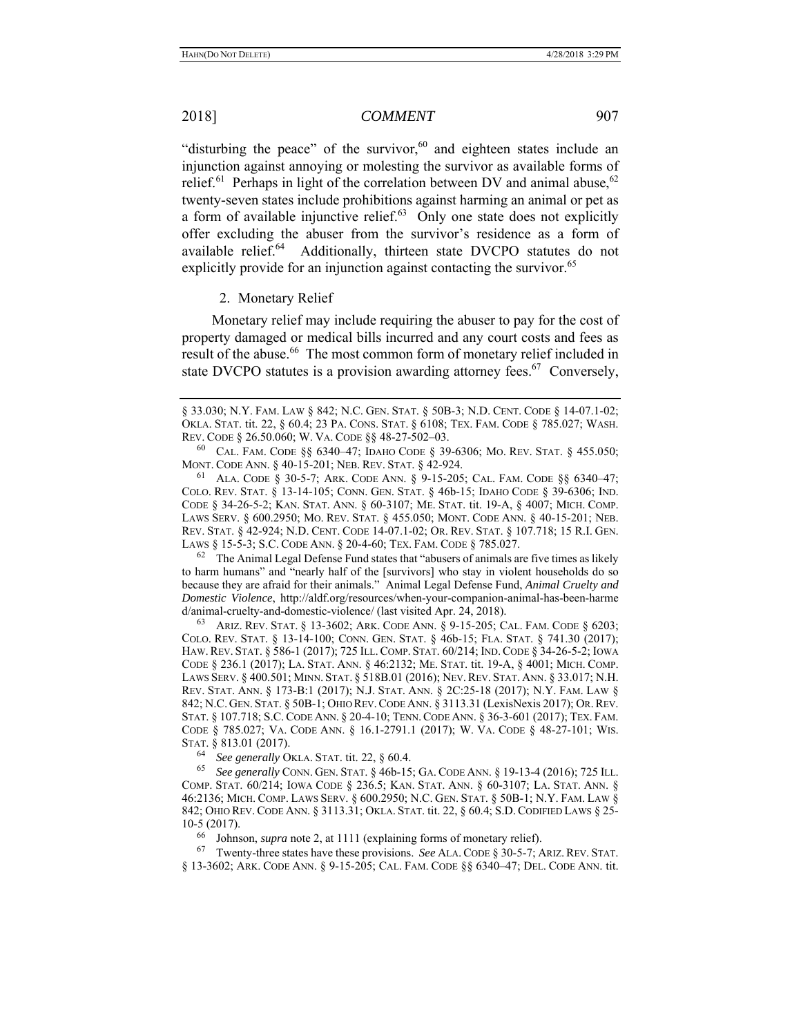"disturbing the peace" of the survivor,[60] and eighteen states include an injunction against annoying or molesting the survivor as available forms of relief.[61] Perhaps in light of the correlation between DV and animal abuse,[62] twenty-seven states include prohibitions against harming an animal or pet as a form of available injunctive relief.[63] Only one state does not explicitly offer excluding the abuser from the survivor's residence as a form of available relief.[64] Additionally, thirteen state DVCPO statutes do not explicitly provide for an injunction against contacting the survivor.[65]

2. Monetary Relief

Monetary relief may include requiring the abuser to pay for the cost of property damaged or medical bills incurred and any court costs and fees as result of the abuse.[66] The most common form of monetary relief included in state DVCPO statutes is a provision awarding attorney fees.[67] Conversely,

---

§ 33.030; N.Y. FAM. LAW § 842; N.C. GEN. STAT. § 50B-3; N.D. CENT. CODE § 14-07.1-02; OKLA. STAT. tit. 22, § 60.4; 23 PA. CONS. STAT. § 6108; TEX. FAM. CODE § 785.027; WASH. REV. CODE § 26.50.060; W. VA. CODE §§ 48-27-502–03.

[60] CAL. FAM. CODE §§ 6340–47; IDAHO CODE § 39-6306; MO. REV. STAT. § 455.050; MONT. CODE ANN. § 40-15-201; NEB. REV. STAT. § 42-924.

[61] ALA. CODE § 30-5-7; ARK. CODE ANN. § 9-15-205; CAL. FAM. CODE §§ 6340–47; COLO. REV. STAT. § 13-14-105; CONN. GEN. STAT. § 46b-15; IDAHO CODE § 39-6306; IND. CODE § 34-26-5-2; KAN. STAT. ANN. § 60-3107; ME. STAT. tit. 19-A, § 4007; MICH. COMP. LAWS SERV. § 600.2950; MO. REV. STAT. § 455.050; MONT. CODE ANN. § 40-15-201; NEB. REV. STAT. § 42-924; N.D. CENT. CODE 14-07.1-02; OR. REV. STAT. § 107.718; 15 R.I. GEN. LAWS § 15-5-3; S.C. CODE ANN. § 20-4-60; TEX. FAM. CODE § 785.027.

[62] The Animal Legal Defense Fund states that "abusers of animals are five times as likely to harm humans" and "nearly half of the [survivors] who stay in violent households do so because they are afraid for their animals." Animal Legal Defense Fund, *Animal Cruelty and Domestic Violence*, http://aldf.org/resources/when-your-companion-animal-has-been-harmed/animal-cruelty-and-domestic-violence/ (last visited Apr. 24, 2018).

[63] ARIZ. REV. STAT. § 13-3602; ARK. CODE ANN. § 9-15-205; CAL. FAM. CODE § 6203; COLO. REV. STAT. § 13-14-100; CONN. GEN. STAT. § 46b-15; FLA. STAT. § 741.30 (2017); HAW. REV. STAT. § 586-1 (2017); 725 ILL. COMP. STAT. 60/214; IND. CODE § 34-26-5-2; IOWA CODE § 236.1 (2017); LA. STAT. ANN. § 46:2132; ME. STAT. tit. 19-A, § 4001; MICH. COMP. LAWS SERV. § 400.501; MINN. STAT. § 518B.01 (2016); NEV. REV. STAT. ANN. § 33.017; N.H. REV. STAT. ANN. § 173-B:1 (2017); N.J. STAT. ANN. § 2C:25-18 (2017); N.Y. FAM. LAW § 842; N.C. GEN. STAT. § 50B-1; OHIO REV. CODE ANN. § 3113.31 (LexisNexis 2017); OR. REV. STAT. § 107.718; S.C. CODE ANN. § 20-4-10; TENN. CODE ANN. § 36-3-601 (2017); TEX. FAM. CODE § 785.027; VA. CODE ANN. § 16.1-2791.1 (2017); W. VA. CODE § 48-27-101; WIS. STAT. § 813.01 (2017).

[64] *See generally* OKLA. STAT. tit. 22, § 60.4.

[65] *See generally* CONN. GEN. STAT. § 46b-15; GA. CODE ANN. § 19-13-4 (2016); 725 ILL. COMP. STAT. 60/214; IOWA CODE § 236.5; KAN. STAT. ANN. § 60-3107; LA. STAT. ANN. § 46:2136; MICH. COMP. LAWS SERV. § 600.2950; N.C. GEN. STAT. § 50B-1; N.Y. FAM. LAW § 842; OHIO REV. CODE ANN. § 3113.31; OKLA. STAT. tit. 22, § 60.4; S.D. CODIFIED LAWS § 25-10-5 (2017).

[66] Johnson, *supra* note 2, at 1111 (explaining forms of monetary relief).

[67] Twenty-three states have these provisions. *See* ALA. CODE § 30-5-7; ARIZ. REV. STAT. § 13-3602; ARK. CODE ANN. § 9-15-205; CAL. FAM. CODE §§ 6340–47; DEL. CODE ANN. tit.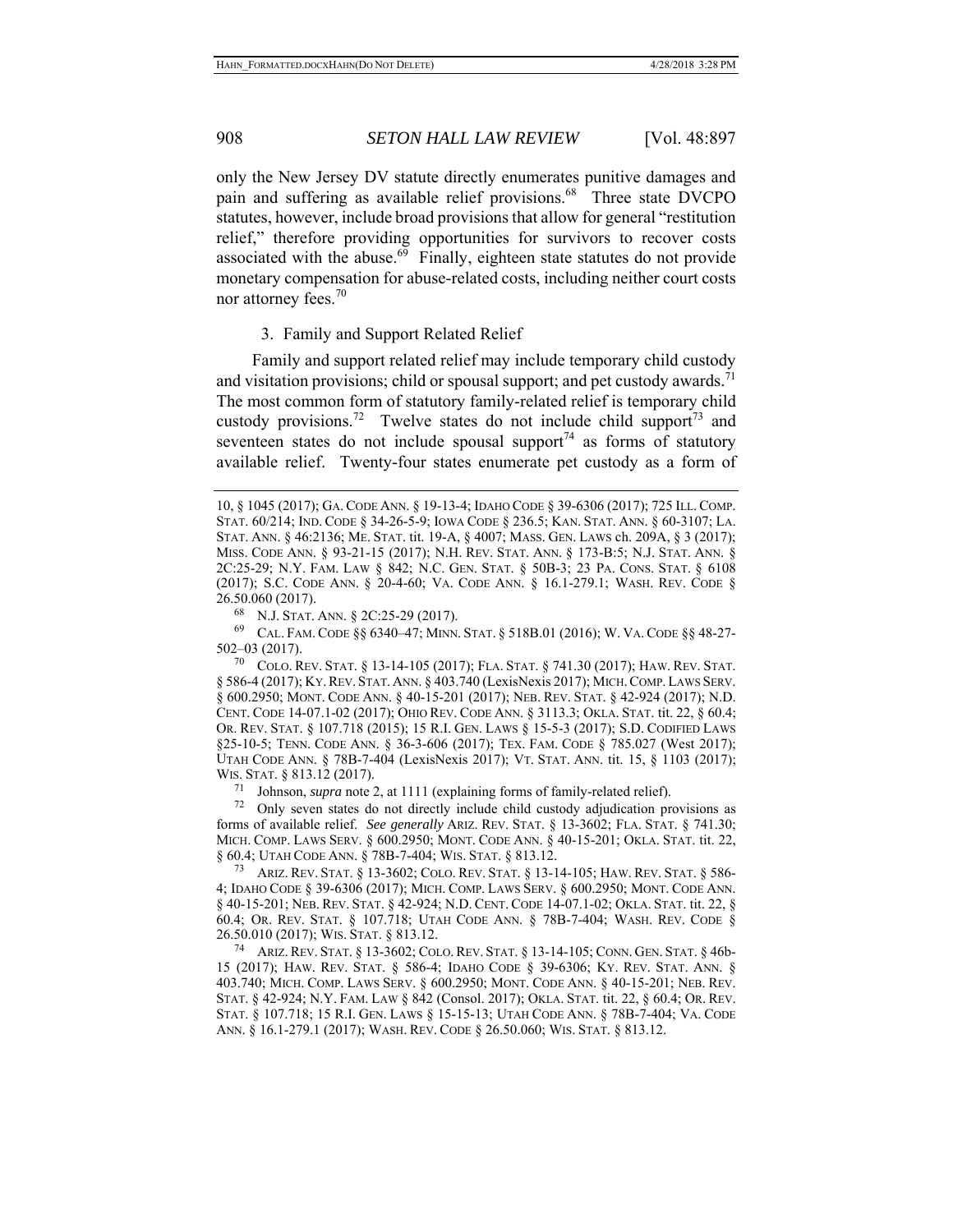only the New Jersey DV statute directly enumerates punitive damages and pain and suffering as available relief provisions.[68] Three state DVCPO statutes, however, include broad provisions that allow for general "restitution relief," therefore providing opportunities for survivors to recover costs associated with the abuse.[69] Finally, eighteen state statutes do not provide monetary compensation for abuse-related costs, including neither court costs nor attorney fees.[70]

### 3. Family and Support Related Relief

Family and support related relief may include temporary child custody and visitation provisions; child or spousal support; and pet custody awards.[71] The most common form of statutory family-related relief is temporary child custody provisions.[72] Twelve states do not include child support[73] and seventeen states do not include spousal support[74] as forms of statutory available relief. Twenty-four states enumerate pet custody as a form of

---

10, § 1045 (2017); GA. CODE ANN. § 19-13-4; IDAHO CODE § 39-6306 (2017); 725 ILL. COMP. STAT. 60/214; IND. CODE § 34-26-5-9; IOWA CODE § 236.5; KAN. STAT. ANN. § 60-3107; LA. STAT. ANN. § 46:2136; ME. STAT. tit. 19-A, § 4007; MASS. GEN. LAWS ch. 209A, § 3 (2017); MISS. CODE ANN. § 93-21-15 (2017); N.H. REV. STAT. ANN. § 173-B:5; N.J. STAT. ANN. § 2C:25-29; N.Y. FAM. LAW § 842; N.C. GEN. STAT. § 50B-3; 23 PA. CONS. STAT. § 6108 (2017); S.C. CODE ANN. § 20-4-60; VA. CODE ANN. § 16.1-279.1; WASH. REV. CODE § 26.50.060 (2017).

[68] N.J. STAT. ANN. § 2C:25-29 (2017).

[69] CAL. FAM. CODE §§ 6340–47; MINN. STAT. § 518B.01 (2016); W. VA. CODE §§ 48-27-502–03 (2017).

[70] COLO. REV. STAT. § 13-14-105 (2017); FLA. STAT. § 741.30 (2017); HAW. REV. STAT. § 586-4 (2017); KY. REV. STAT. ANN. § 403.740 (LexisNexis 2017); MICH. COMP. LAWS SERV. § 600.2950; MONT. CODE ANN. § 40-15-201 (2017); NEB. REV. STAT. § 42-924 (2017); N.D. CENT. CODE 14-07.1-02 (2017); OHIO REV. CODE ANN. § 3113.3; OKLA. STAT. tit. 22, § 60.4; OR. REV. STAT. § 107.718 (2015); 15 R.I. GEN. LAWS § 15-5-3 (2017); S.D. CODIFIED LAWS §25-10-5; TENN. CODE ANN. § 36-3-606 (2017); TEX. FAM. CODE § 785.027 (West 2017); UTAH CODE ANN. § 78B-7-404 (LexisNexis 2017); VT. STAT. ANN. tit. 15, § 1103 (2017); WIS. STAT. § 813.12 (2017).

[71] Johnson, *supra* note 2, at 1111 (explaining forms of family-related relief).

[72] Only seven states do not directly include child custody adjudication provisions as forms of available relief. *See generally* ARIZ. REV. STAT. § 13-3602; FLA. STAT. § 741.30; MICH. COMP. LAWS SERV. § 600.2950; MONT. CODE ANN. § 40-15-201; OKLA. STAT. tit. 22, § 60.4; UTAH CODE ANN. § 78B-7-404; WIS. STAT. § 813.12.

[73] ARIZ. REV. STAT. § 13-3602; COLO. REV. STAT. § 13-14-105; HAW. REV. STAT. § 586-4; IDAHO CODE § 39-6306 (2017); MICH. COMP. LAWS SERV. § 600.2950; MONT. CODE ANN. § 40-15-201; NEB. REV. STAT. § 42-924; N.D. CENT. CODE 14-07.1-02; OKLA. STAT. tit. 22, § 60.4; OR. REV. STAT. § 107.718; UTAH CODE ANN. § 78B-7-404; WASH. REV. CODE § 26.50.010 (2017); WIS. STAT. § 813.12.

[74] ARIZ. REV. STAT. § 13-3602; COLO. REV. STAT. § 13-14-105; CONN. GEN. STAT. § 46b-15 (2017); HAW. REV. STAT. § 586-4; IDAHO CODE § 39-6306; KY. REV. STAT. ANN. § 403.740; MICH. COMP. LAWS SERV. § 600.2950; MONT. CODE ANN. § 40-15-201; NEB. REV. STAT. § 42-924; N.Y. FAM. LAW § 842 (Consol. 2017); OKLA. STAT. tit. 22, § 60.4; OR. REV. STAT. § 107.718; 15 R.I. GEN. LAWS § 15-15-13; UTAH CODE ANN. § 78B-7-404; VA. CODE ANN. § 16.1-279.1 (2017); WASH. REV. CODE § 26.50.060; WIS. STAT. § 813.12.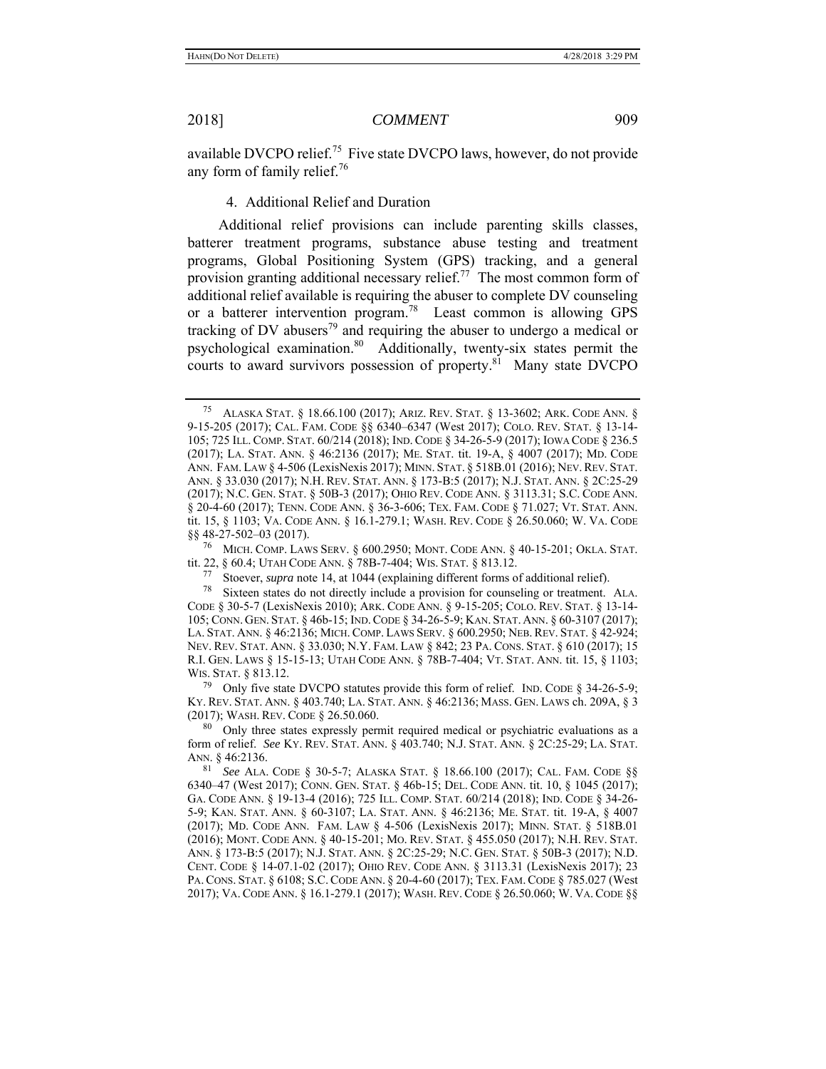available DVCPO relief.[75] Five state DVCPO laws, however, do not provide any form of family relief.[76]

### 4. Additional Relief and Duration

Additional relief provisions can include parenting skills classes, batterer treatment programs, substance abuse testing and treatment programs, Global Positioning System (GPS) tracking, and a general provision granting additional necessary relief.[77] The most common form of additional relief available is requiring the abuser to complete DV counseling or a batterer intervention program.[78] Least common is allowing GPS tracking of DV abusers[79] and requiring the abuser to undergo a medical or psychological examination.[80] Additionally, twenty-six states permit the courts to award survivors possession of property.[81] Many state DVCPO

---

[75] ALASKA STAT. § 18.66.100 (2017); ARIZ. REV. STAT. § 13-3602; ARK. CODE ANN. § 9-15-205 (2017); CAL. FAM. CODE §§ 6340–6347 (West 2017); COLO. REV. STAT. § 13-14-105; 725 ILL. COMP. STAT. 60/214 (2018); IND. CODE § 34-26-5-9 (2017); IOWA CODE § 236.5 (2017); LA. STAT. ANN. § 46:2136 (2017); ME. STAT. tit. 19-A, § 4007 (2017); MD. CODE ANN. FAM. LAW § 4-506 (LexisNexis 2017); MINN. STAT. § 518B.01 (2016); NEV. REV. STAT. ANN. § 33.030 (2017); N.H. REV. STAT. ANN. § 173-B:5 (2017); N.J. STAT. ANN. § 2C:25-29 (2017); N.C. GEN. STAT. § 50B-3 (2017); OHIO REV. CODE ANN. § 3113.31; S.C. CODE ANN. § 20-4-60 (2017); TENN. CODE ANN. § 36-3-606; TEX. FAM. CODE § 71.027; VT. STAT. ANN. tit. 15, § 1103; VA. CODE ANN. § 16.1-279.1; WASH. REV. CODE § 26.50.060; W. VA. CODE §§ 48-27-502–03 (2017).

[76] MICH. COMP. LAWS SERV. § 600.2950; MONT. CODE ANN. § 40-15-201; OKLA. STAT. tit. 22, § 60.4; UTAH CODE ANN. § 78B-7-404; WIS. STAT. § 813.12.

[77] Stoever, *supra* note 14, at 1044 (explaining different forms of additional relief).

[78] Sixteen states do not directly include a provision for counseling or treatment. ALA. CODE § 30-5-7 (LexisNexis 2010); ARK. CODE ANN. § 9-15-205; COLO. REV. STAT. § 13-14-105; CONN. GEN. STAT. § 46b-15; IND. CODE § 34-26-5-9; KAN. STAT. ANN. § 60-3107 (2017); LA. STAT. ANN. § 46:2136; MICH. COMP. LAWS SERV. § 600.2950; NEB. REV. STAT. § 42-924; NEV. REV. STAT. ANN. § 33.030; N.Y. FAM. LAW § 842; 23 PA. CONS. STAT. § 610 (2017); 15 R.I. GEN. LAWS § 15-15-13; UTAH CODE ANN. § 78B-7-404; VT. STAT. ANN. tit. 15, § 1103; WIS. STAT. § 813.12.

[79] Only five state DVCPO statutes provide this form of relief. IND. CODE § 34-26-5-9; KY. REV. STAT. ANN. § 403.740; LA. STAT. ANN. § 46:2136; MASS. GEN. LAWS ch. 209A, § 3 (2017); WASH. REV. CODE § 26.50.060.

[80] Only three states expressly permit required medical or psychiatric evaluations as a form of relief. *See* KY. REV. STAT. ANN. § 403.740; N.J. STAT. ANN. § 2C:25-29; LA. STAT. ANN. § 46:2136.

[81] *See* ALA. CODE § 30-5-7; ALASKA STAT. § 18.66.100 (2017); CAL. FAM. CODE §§ 6340–47 (West 2017); CONN. GEN. STAT. § 46b-15; DEL. CODE ANN. tit. 10, § 1045 (2017); GA. CODE ANN. § 19-13-4 (2016); 725 ILL. COMP. STAT. 60/214 (2018); IND. CODE § 34-26-5-9; KAN. STAT. ANN. § 60-3107; LA. STAT. ANN. § 46:2136; ME. STAT. tit. 19-A, § 4007 (2017); MD. CODE ANN. FAM. LAW § 4-506 (LexisNexis 2017); MINN. STAT. § 518B.01 (2016); MONT. CODE ANN. § 40-15-201; MO. REV. STAT. § 455.050 (2017); N.H. REV. STAT. ANN. § 173-B:5 (2017); N.J. STAT. ANN. § 2C:25-29; N.C. GEN. STAT. § 50B-3 (2017); N.D. CENT. CODE § 14-07.1-02 (2017); OHIO REV. CODE ANN. § 3113.31 (LexisNexis 2017); 23 PA. CONS. STAT. § 6108; S.C. CODE ANN. § 20-4-60 (2017); TEX. FAM. CODE § 785.027 (West 2017); VA. CODE ANN. § 16.1-279.1 (2017); WASH. REV. CODE § 26.50.060; W. VA. CODE §§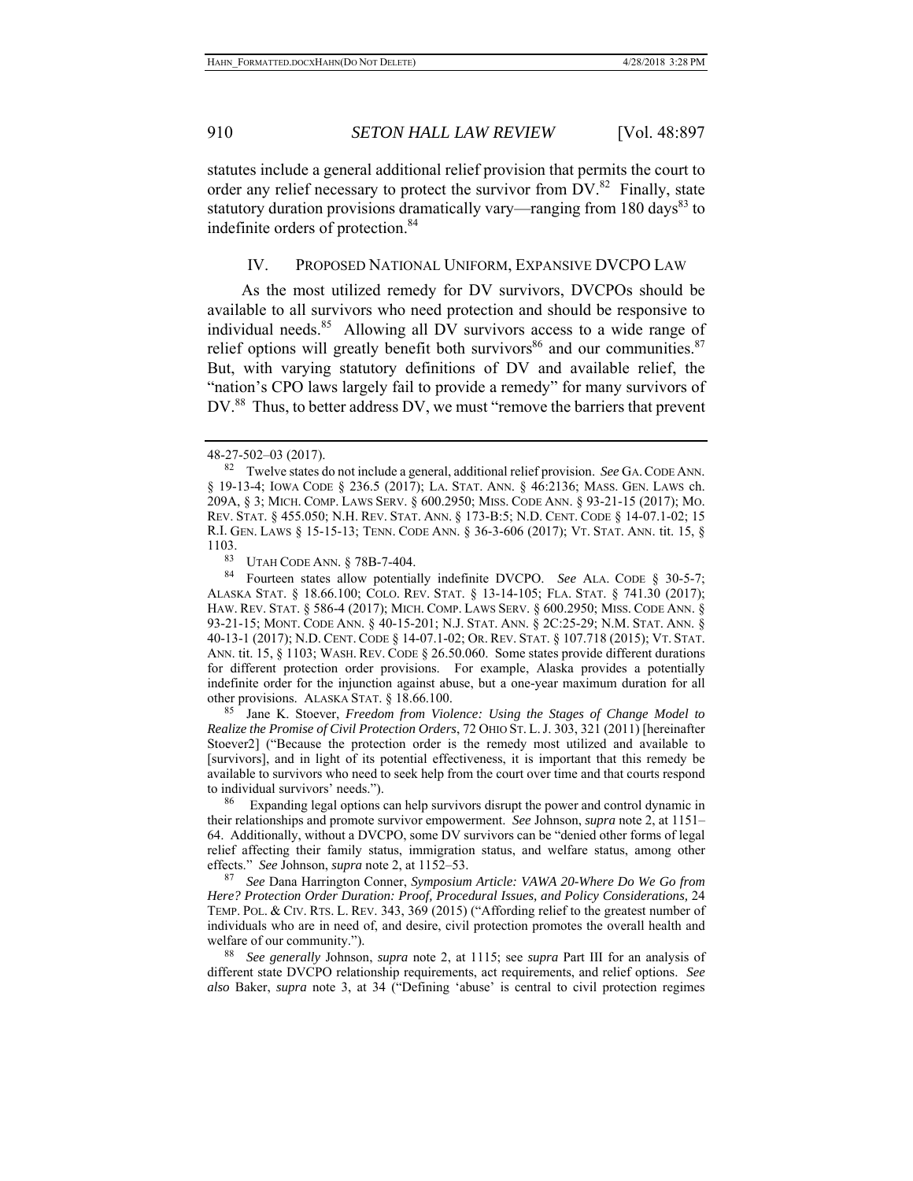statutes include a general additional relief provision that permits the court to order any relief necessary to protect the survivor from DV.[82] Finally, state statutory duration provisions dramatically vary—ranging from 180 days[83] to indefinite orders of protection.[84]

## IV. PROPOSED NATIONAL UNIFORM, EXPANSIVE DVCPO LAW

As the most utilized remedy for DV survivors, DVCPOs should be available to all survivors who need protection and should be responsive to individual needs.[85] Allowing all DV survivors access to a wide range of relief options will greatly benefit both survivors[86] and our communities.[87] But, with varying statutory definitions of DV and available relief, the "nation's CPO laws largely fail to provide a remedy" for many survivors of DV.[88] Thus, to better address DV, we must "remove the barriers that prevent

---

48-27-502–03 (2017).

[82] Twelve states do not include a general, additional relief provision. *See* GA. CODE ANN. § 19-13-4; IOWA CODE § 236.5 (2017); LA. STAT. ANN. § 46:2136; MASS. GEN. LAWS ch. 209A, § 3; MICH. COMP. LAWS SERV. § 600.2950; MISS. CODE ANN. § 93-21-15 (2017); MO. REV. STAT. § 455.050; N.H. REV. STAT. ANN. § 173-B:5; N.D. CENT. CODE § 14-07.1-02; 15 R.I. GEN. LAWS § 15-15-13; TENN. CODE ANN. § 36-3-606 (2017); VT. STAT. ANN. tit. 15, § 1103.

[83] UTAH CODE ANN. § 78B-7-404.

[84] Fourteen states allow potentially indefinite DVCPO. *See* ALA. CODE § 30-5-7; ALASKA STAT. § 18.66.100; COLO. REV. STAT. § 13-14-105; FLA. STAT. § 741.30 (2017); HAW. REV. STAT. § 586-4 (2017); MICH. COMP. LAWS SERV. § 600.2950; MISS. CODE ANN. § 93-21-15; MONT. CODE ANN. § 40-15-201; N.J. STAT. ANN. § 2C:25-29; N.M. STAT. ANN. § 40-13-1 (2017); N.D. CENT. CODE § 14-07.1-02; OR. REV. STAT. § 107.718 (2015); VT. STAT. ANN. tit. 15, § 1103; WASH. REV. CODE § 26.50.060. Some states provide different durations for different protection order provisions. For example, Alaska provides a potentially indefinite order for the injunction against abuse, but a one-year maximum duration for all other provisions. ALASKA STAT. § 18.66.100.

[85] Jane K. Stoever, *Freedom from Violence: Using the Stages of Change Model to Realize the Promise of Civil Protection Orders*, 72 OHIO ST. L. J. 303, 321 (2011) [hereinafter Stoever2] ("Because the protection order is the remedy most utilized and available to [survivors], and in light of its potential effectiveness, it is important that this remedy be available to survivors who need to seek help from the court over time and that courts respond to individual survivors' needs.").

[86] Expanding legal options can help survivors disrupt the power and control dynamic in their relationships and promote survivor empowerment. *See* Johnson, *supra* note 2, at 1151–64. Additionally, without a DVCPO, some DV survivors can be "denied other forms of legal relief affecting their family status, immigration status, and welfare status, among other effects." *See* Johnson, *supra* note 2, at 1152–53.

[87] *See* Dana Harrington Conner, *Symposium Article: VAWA 20-Where Do We Go from Here? Protection Order Duration: Proof, Procedural Issues, and Policy Considerations,* 24 TEMP. POL. & CIV. RTS. L. REV. 343, 369 (2015) ("Affording relief to the greatest number of individuals who are in need of, and desire, civil protection promotes the overall health and welfare of our community.").

[88] *See generally* Johnson, *supra* note 2, at 1115; see *supra* Part III for an analysis of different state DVCPO relationship requirements, act requirements, and relief options. *See also* Baker, *supra* note 3, at 34 ("Defining 'abuse' is central to civil protection regimes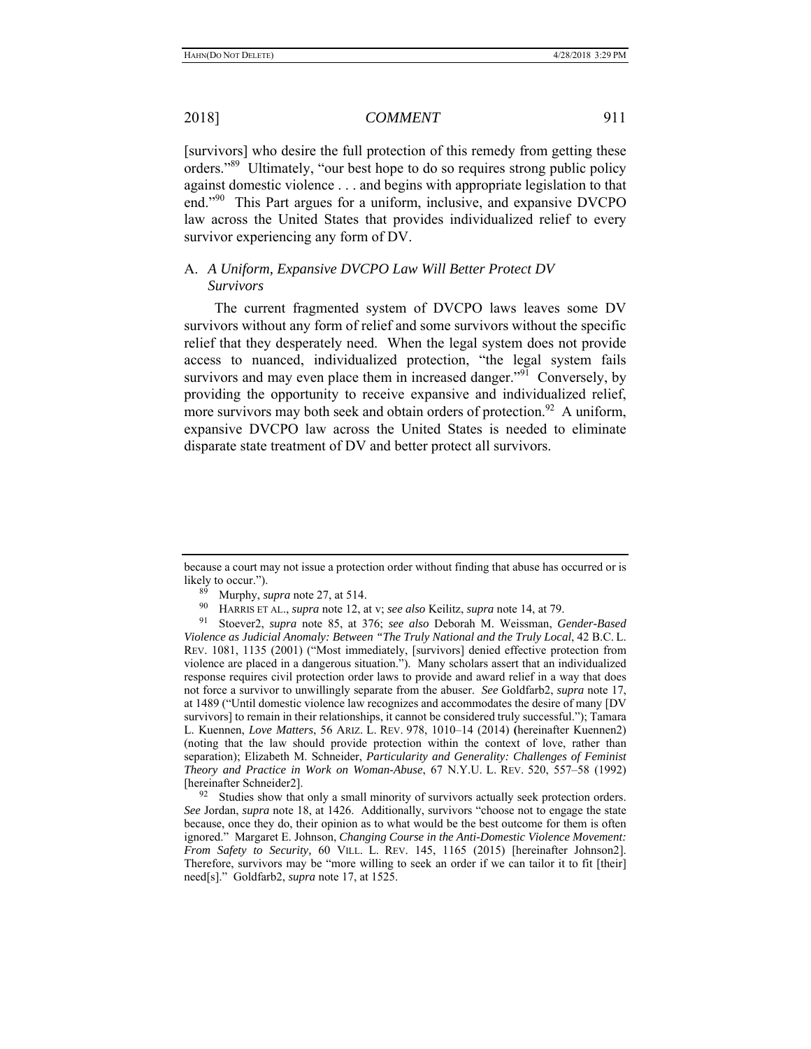[survivors] who desire the full protection of this remedy from getting these orders."[89] Ultimately, "our best hope to do so requires strong public policy against domestic violence . . . and begins with appropriate legislation to that end."[90] This Part argues for a uniform, inclusive, and expansive DVCPO law across the United States that provides individualized relief to every survivor experiencing any form of DV.

### A. *A Uniform, Expansive DVCPO Law Will Better Protect DV Survivors*

The current fragmented system of DVCPO laws leaves some DV survivors without any form of relief and some survivors without the specific relief that they desperately need. When the legal system does not provide access to nuanced, individualized protection, "the legal system fails survivors and may even place them in increased danger."[91] Conversely, by providing the opportunity to receive expansive and individualized relief, more survivors may both seek and obtain orders of protection.[92] A uniform, expansive DVCPO law across the United States is needed to eliminate disparate state treatment of DV and better protect all survivors.

---

because a court may not issue a protection order without finding that abuse has occurred or is likely to occur.").

[89] Murphy, *supra* note 27, at 514.

[90] HARRIS ET AL., *supra* note 12, at v; *see also* Keilitz, *supra* note 14, at 79.

[91] Stoever2, *supra* note 85, at 376; *see also* Deborah M. Weissman, *Gender-Based Violence as Judicial Anomaly: Between "The Truly National and the Truly Local*, 42 B.C. L. REV. 1081, 1135 (2001) ("Most immediately, [survivors] denied effective protection from violence are placed in a dangerous situation."). Many scholars assert that an individualized response requires civil protection order laws to provide and award relief in a way that does not force a survivor to unwillingly separate from the abuser. *See* Goldfarb2, *supra* note 17, at 1489 ("Until domestic violence law recognizes and accommodates the desire of many [DV survivors] to remain in their relationships, it cannot be considered truly successful."); Tamara L. Kuennen, *Love Matters*, 56 ARIZ. L. REV. 978, 1010–14 (2014) (hereinafter Kuennen2) (noting that the law should provide protection within the context of love, rather than separation); Elizabeth M. Schneider, *Particularity and Generality: Challenges of Feminist Theory and Practice in Work on Woman-Abuse*, 67 N.Y.U. L. REV. 520, 557–58 (1992) [hereinafter Schneider2].

[92] Studies show that only a small minority of survivors actually seek protection orders. *See* Jordan, *supra* note 18, at 1426. Additionally, survivors "choose not to engage the state because, once they do, their opinion as to what would be the best outcome for them is often ignored." Margaret E. Johnson, *Changing Course in the Anti-Domestic Violence Movement: From Safety to Security,* 60 VILL. L. REV. 145, 1165 (2015) [hereinafter Johnson2]. Therefore, survivors may be "more willing to seek an order if we can tailor it to fit [their] need[s]." Goldfarb2, *supra* note 17, at 1525.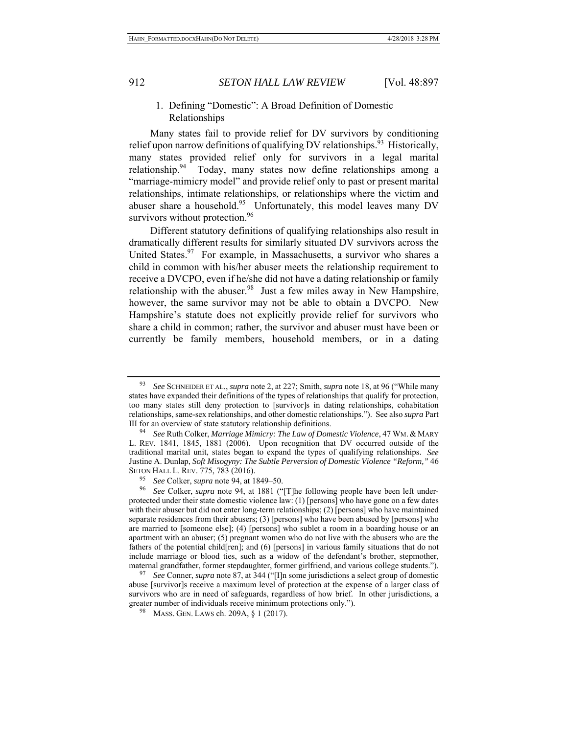1. Defining "Domestic": A Broad Definition of Domestic Relationships

Many states fail to provide relief for DV survivors by conditioning relief upon narrow definitions of qualifying DV relationships.[93] Historically, many states provided relief only for survivors in a legal marital relationship.[94] Today, many states now define relationships among a "marriage-mimicry model" and provide relief only to past or present marital relationships, intimate relationships, or relationships where the victim and abuser share a household.[95] Unfortunately, this model leaves many DV survivors without protection.[96]

Different statutory definitions of qualifying relationships also result in dramatically different results for similarly situated DV survivors across the United States.[97] For example, in Massachusetts, a survivor who shares a child in common with his/her abuser meets the relationship requirement to receive a DVCPO, even if he/she did not have a dating relationship or family relationship with the abuser.[98] Just a few miles away in New Hampshire, however, the same survivor may not be able to obtain a DVCPO. New Hampshire's statute does not explicitly provide relief for survivors who share a child in common; rather, the survivor and abuser must have been or currently be family members, household members, or in a dating

---

[93] *See* SCHNEIDER ET AL., *supra* note 2, at 227; Smith, *supra* note 18, at 96 ("While many states have expanded their definitions of the types of relationships that qualify for protection, too many states still deny protection to [survivor]s in dating relationships, cohabitation relationships, same-sex relationships, and other domestic relationships."). See also *supra* Part III for an overview of state statutory relationship definitions.

[94] *See* Ruth Colker, *Marriage Mimicry: The Law of Domestic Violence*, 47 WM. & MARY L. REV. 1841, 1845, 1881 (2006). Upon recognition that DV occurred outside of the traditional marital unit, states began to expand the types of qualifying relationships. *See* Justine A. Dunlap, *Soft Misogyny: The Subtle Perversion of Domestic Violence "Reform,"* 46 SETON HALL L. REV. 775, 783 (2016).

[95] *See* Colker, *supra* note 94, at 1849–50.

[96] *See* Colker, *supra* note 94, at 1881 ("[T]he following people have been left under-protected under their state domestic violence law: (1) [persons] who have gone on a few dates with their abuser but did not enter long-term relationships; (2) [persons] who have maintained separate residences from their abusers; (3) [persons] who have been abused by [persons] who are married to [someone else]; (4) [persons] who sublet a room in a boarding house or an apartment with an abuser; (5) pregnant women who do not live with the abusers who are the fathers of the potential child[ren]; and (6) [persons] in various family situations that do not include marriage or blood ties, such as a widow of the defendant's brother, stepmother, maternal grandfather, former stepdaughter, former girlfriend, and various college students.").

[97] *See* Conner, *supra* note 87, at 344 ("[I]n some jurisdictions a select group of domestic abuse [survivor]s receive a maximum level of protection at the expense of a larger class of survivors who are in need of safeguards, regardless of how brief. In other jurisdictions, a greater number of individuals receive minimum protections only.").

[98] MASS. GEN. LAWS ch. 209A, § 1 (2017).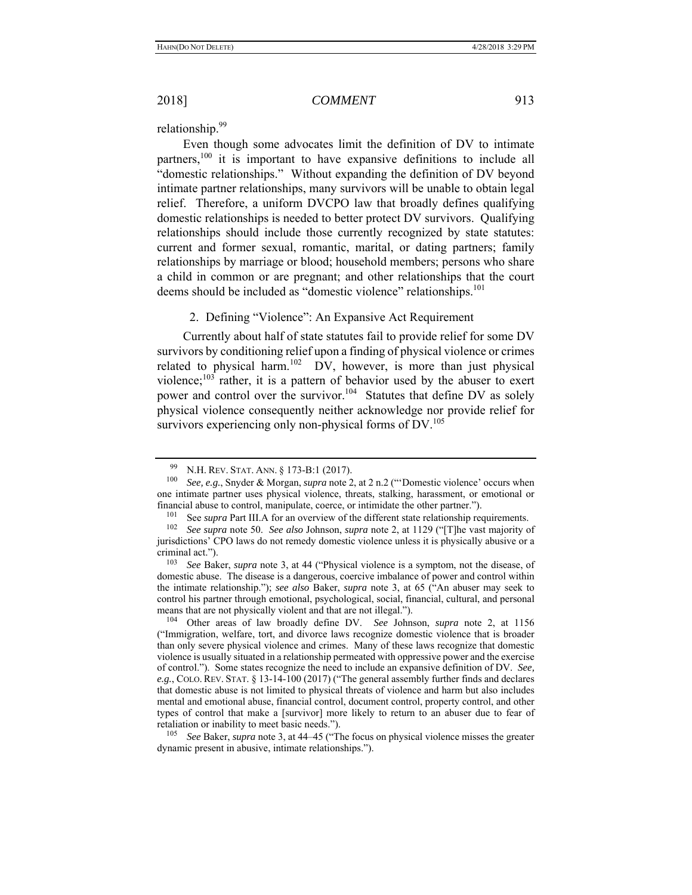relationship.[99]

Even though some advocates limit the definition of DV to intimate partners,[100] it is important to have expansive definitions to include all "domestic relationships." Without expanding the definition of DV beyond intimate partner relationships, many survivors will be unable to obtain legal relief. Therefore, a uniform DVCPO law that broadly defines qualifying domestic relationships is needed to better protect DV survivors. Qualifying relationships should include those currently recognized by state statutes: current and former sexual, romantic, marital, or dating partners; family relationships by marriage or blood; household members; persons who share a child in common or are pregnant; and other relationships that the court deems should be included as "domestic violence" relationships.[101]

### 2. Defining "Violence": An Expansive Act Requirement

Currently about half of state statutes fail to provide relief for some DV survivors by conditioning relief upon a finding of physical violence or crimes related to physical harm.[102] DV, however, is more than just physical violence;[103] rather, it is a pattern of behavior used by the abuser to exert power and control over the survivor.[104] Statutes that define DV as solely physical violence consequently neither acknowledge nor provide relief for survivors experiencing only non-physical forms of DV.[105]

---

[99] N.H. REV. STAT. ANN. § 173-B:1 (2017).

[100] *See, e.g.*, Snyder & Morgan, *supra* note 2, at 2 n.2 ("'Domestic violence' occurs when one intimate partner uses physical violence, threats, stalking, harassment, or emotional or financial abuse to control, manipulate, coerce, or intimidate the other partner.").

[101] See *supra* Part III.A for an overview of the different state relationship requirements.

[102] *See supra* note 50. *See also* Johnson, *supra* note 2, at 1129 ("[T]he vast majority of jurisdictions' CPO laws do not remedy domestic violence unless it is physically abusive or a criminal act.").

[103] *See* Baker, *supra* note 3, at 44 ("Physical violence is a symptom, not the disease, of domestic abuse. The disease is a dangerous, coercive imbalance of power and control within the intimate relationship."); *see also* Baker, *supra* note 3, at 65 ("An abuser may seek to control his partner through emotional, psychological, social, financial, cultural, and personal means that are not physically violent and that are not illegal.").

[104] Other areas of law broadly define DV. *See* Johnson, *supra* note 2, at 1156 ("Immigration, welfare, tort, and divorce laws recognize domestic violence that is broader than only severe physical violence and crimes. Many of these laws recognize that domestic violence is usually situated in a relationship permeated with oppressive power and the exercise of control."). Some states recognize the need to include an expansive definition of DV. *See, e.g.*, COLO. REV. STAT. § 13-14-100 (2017) ("The general assembly further finds and declares that domestic abuse is not limited to physical threats of violence and harm but also includes mental and emotional abuse, financial control, document control, property control, and other types of control that make a [survivor] more likely to return to an abuser due to fear of retaliation or inability to meet basic needs.").

[105] *See* Baker, *supra* note 3, at 44–45 ("The focus on physical violence misses the greater dynamic present in abusive, intimate relationships.").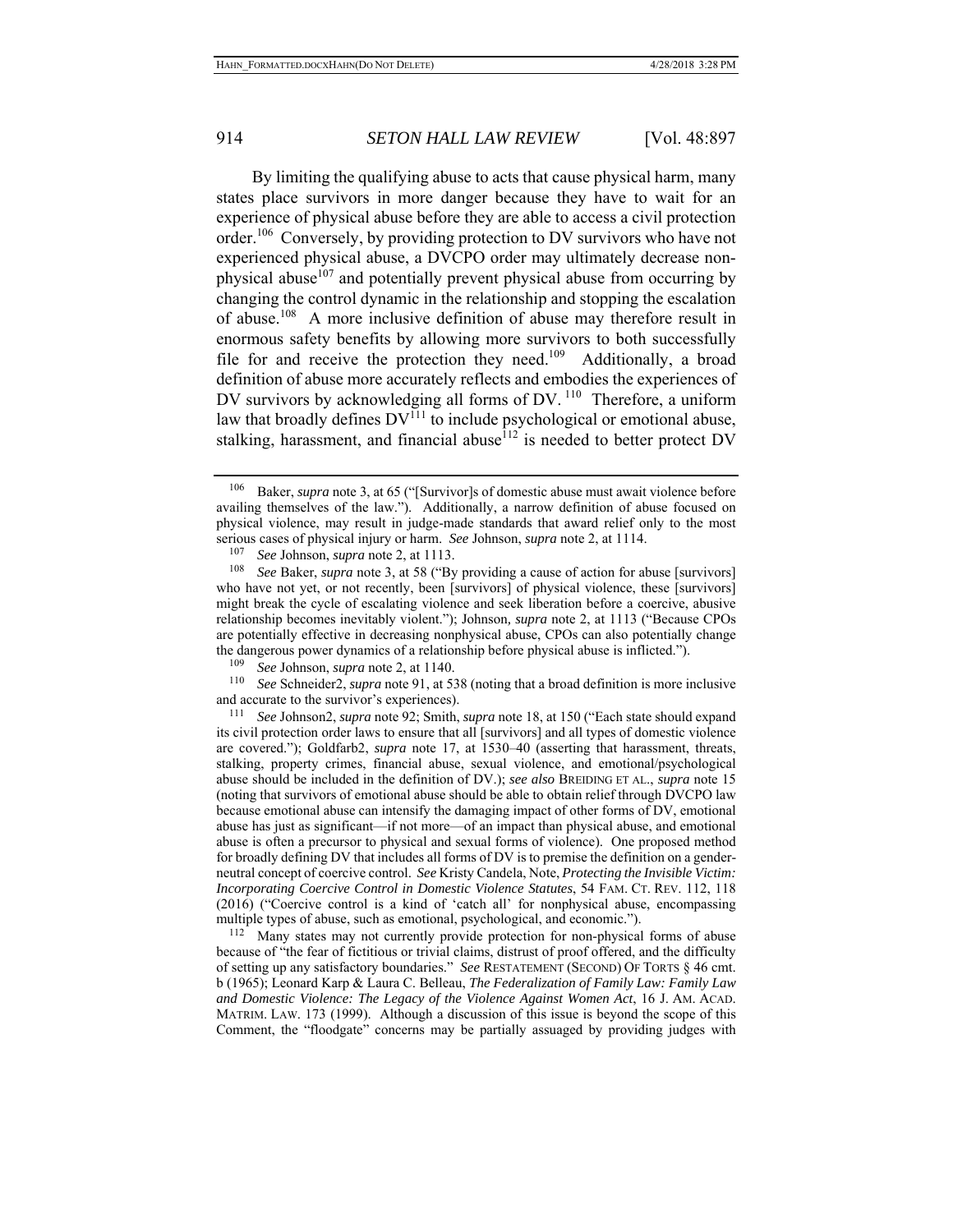By limiting the qualifying abuse to acts that cause physical harm, many states place survivors in more danger because they have to wait for an experience of physical abuse before they are able to access a civil protection order.[106] Conversely, by providing protection to DV survivors who have not experienced physical abuse, a DVCPO order may ultimately decrease non-physical abuse[107] and potentially prevent physical abuse from occurring by changing the control dynamic in the relationship and stopping the escalation of abuse.[108] A more inclusive definition of abuse may therefore result in enormous safety benefits by allowing more survivors to both successfully file for and receive the protection they need.[109] Additionally, a broad definition of abuse more accurately reflects and embodies the experiences of DV survivors by acknowledging all forms of DV.[110] Therefore, a uniform law that broadly defines DV[111] to include psychological or emotional abuse, stalking, harassment, and financial abuse[112] is needed to better protect DV

---

[106] Baker, *supra* note 3, at 65 ("[Survivor]s of domestic abuse must await violence before availing themselves of the law."). Additionally, a narrow definition of abuse focused on physical violence, may result in judge-made standards that award relief only to the most serious cases of physical injury or harm. *See* Johnson, *supra* note 2, at 1114.

[107] *See* Johnson, *supra* note 2, at 1113.

[108] *See* Baker, *supra* note 3, at 58 ("By providing a cause of action for abuse [survivors] who have not yet, or not recently, been [survivors] of physical violence, these [survivors] might break the cycle of escalating violence and seek liberation before a coercive, abusive relationship becomes inevitably violent."); Johnson*, supra* note 2, at 1113 ("Because CPOs are potentially effective in decreasing nonphysical abuse, CPOs can also potentially change the dangerous power dynamics of a relationship before physical abuse is inflicted.").

[109] *See* Johnson, *supra* note 2, at 1140.

[110] *See* Schneider2, *supra* note 91, at 538 (noting that a broad definition is more inclusive and accurate to the survivor's experiences).

[111] *See* Johnson2, *supra* note 92; Smith, *supra* note 18, at 150 ("Each state should expand its civil protection order laws to ensure that all [survivors] and all types of domestic violence are covered."); Goldfarb2, *supra* note 17, at 1530–40 (asserting that harassment, threats, stalking, property crimes, financial abuse, sexual violence, and emotional/psychological abuse should be included in the definition of DV.); *see also* BREIDING ET AL., *supra* note 15 (noting that survivors of emotional abuse should be able to obtain relief through DVCPO law because emotional abuse can intensify the damaging impact of other forms of DV, emotional abuse has just as significant—if not more—of an impact than physical abuse, and emotional abuse is often a precursor to physical and sexual forms of violence). One proposed method for broadly defining DV that includes all forms of DV is to premise the definition on a gender-neutral concept of coercive control. *See* Kristy Candela, Note, *Protecting the Invisible Victim: Incorporating Coercive Control in Domestic Violence Statutes*, 54 FAM. CT. REV. 112, 118 (2016) ("Coercive control is a kind of 'catch all' for nonphysical abuse, encompassing multiple types of abuse, such as emotional, psychological, and economic.").

[112] Many states may not currently provide protection for non-physical forms of abuse because of "the fear of fictitious or trivial claims, distrust of proof offered, and the difficulty of setting up any satisfactory boundaries." *See* RESTATEMENT (SECOND) OF TORTS § 46 cmt. b (1965); Leonard Karp & Laura C. Belleau, *The Federalization of Family Law: Family Law and Domestic Violence: The Legacy of the Violence Against Women Act*, 16 J. AM. ACAD. MATRIM. LAW. 173 (1999). Although a discussion of this issue is beyond the scope of this Comment, the "floodgate" concerns may be partially assuaged by providing judges with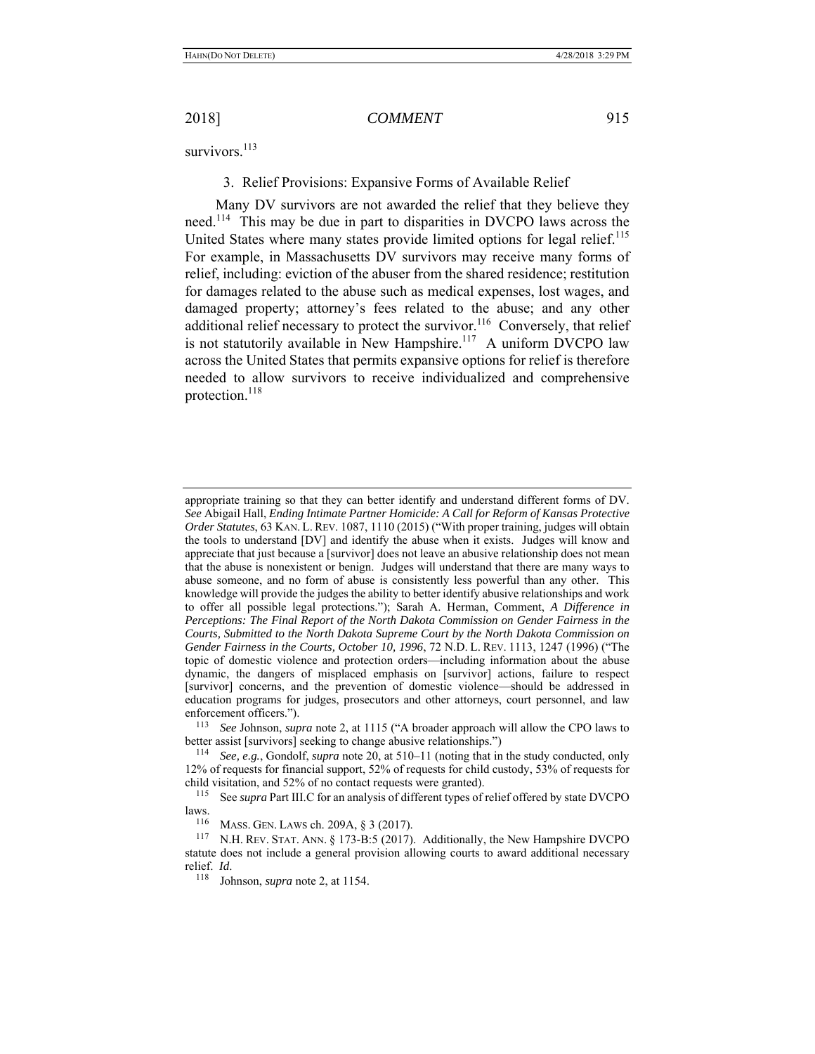survivors.[113]

### 3. Relief Provisions: Expansive Forms of Available Relief

Many DV survivors are not awarded the relief that they believe they need.[114] This may be due in part to disparities in DVCPO laws across the United States where many states provide limited options for legal relief.[115] For example, in Massachusetts DV survivors may receive many forms of relief, including: eviction of the abuser from the shared residence; restitution for damages related to the abuse such as medical expenses, lost wages, and damaged property; attorney's fees related to the abuse; and any other additional relief necessary to protect the survivor.[116] Conversely, that relief is not statutorily available in New Hampshire.[117] A uniform DVCPO law across the United States that permits expansive options for relief is therefore needed to allow survivors to receive individualized and comprehensive protection.[118]

---

appropriate training so that they can better identify and understand different forms of DV. *See* Abigail Hall, *Ending Intimate Partner Homicide: A Call for Reform of Kansas Protective Order Statutes*, 63 KAN. L. REV. 1087, 1110 (2015) ("With proper training, judges will obtain the tools to understand [DV] and identify the abuse when it exists. Judges will know and appreciate that just because a [survivor] does not leave an abusive relationship does not mean that the abuse is nonexistent or benign. Judges will understand that there are many ways to abuse someone, and no form of abuse is consistently less powerful than any other. This knowledge will provide the judges the ability to better identify abusive relationships and work to offer all possible legal protections."); Sarah A. Herman, Comment, *A Difference in Perceptions: The Final Report of the North Dakota Commission on Gender Fairness in the Courts, Submitted to the North Dakota Supreme Court by the North Dakota Commission on Gender Fairness in the Courts, October 10, 1996*, 72 N.D. L. REV. 1113, 1247 (1996) ("The topic of domestic violence and protection orders—including information about the abuse dynamic, the dangers of misplaced emphasis on [survivor] actions, failure to respect [survivor] concerns, and the prevention of domestic violence—should be addressed in education programs for judges, prosecutors and other attorneys, court personnel, and law enforcement officers.").

[113] *See* Johnson, *supra* note 2, at 1115 ("A broader approach will allow the CPO laws to better assist [survivors] seeking to change abusive relationships.")

[114] *See, e.g.*, Gondolf, *supra* note 20, at 510–11 (noting that in the study conducted, only 12% of requests for financial support, 52% of requests for child custody, 53% of requests for child visitation, and 52% of no contact requests were granted).

[115] See *supra* Part III.C for an analysis of different types of relief offered by state DVCPO laws.

[116] MASS. GEN. LAWS ch. 209A, § 3 (2017).

[117] N.H. REV. STAT. ANN. § 173-B:5 (2017). Additionally, the New Hampshire DVCPO statute does not include a general provision allowing courts to award additional necessary relief. *Id*.

[118] Johnson, *supra* note 2, at 1154.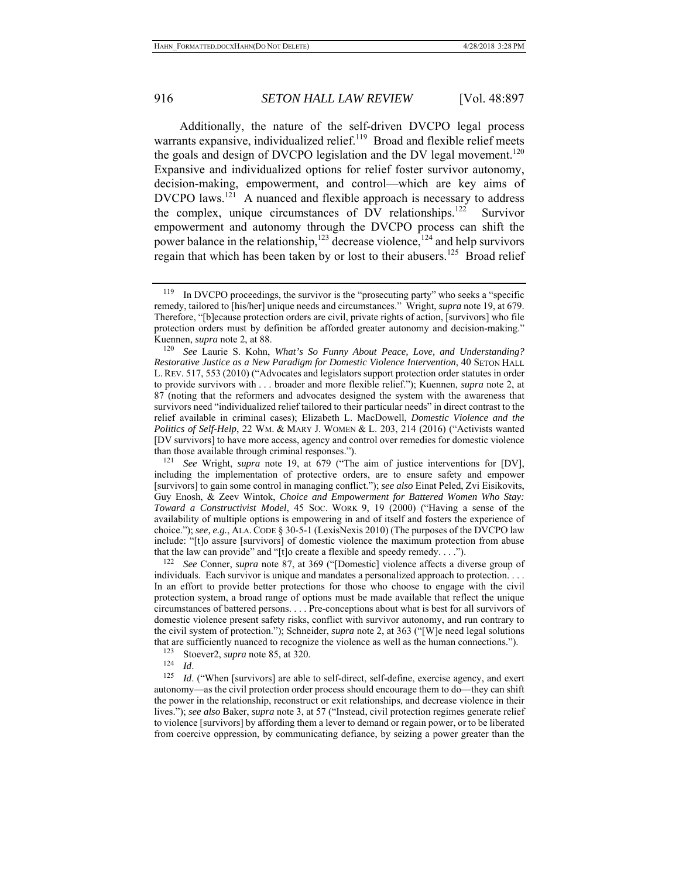Additionally, the nature of the self-driven DVCPO legal process warrants expansive, individualized relief.[119] Broad and flexible relief meets the goals and design of DVCPO legislation and the DV legal movement.[120] Expansive and individualized options for relief foster survivor autonomy, decision-making, empowerment, and control—which are key aims of DVCPO laws.[121] A nuanced and flexible approach is necessary to address the complex, unique circumstances of DV relationships.[122] Survivor empowerment and autonomy through the DVCPO process can shift the power balance in the relationship,[123] decrease violence,[124] and help survivors regain that which has been taken by or lost to their abusers.[125] Broad relief

---

[119] In DVCPO proceedings, the survivor is the "prosecuting party" who seeks a "specific remedy, tailored to [his/her] unique needs and circumstances." Wright, *supra* note 19, at 679. Therefore, "[b]ecause protection orders are civil, private rights of action, [survivors] who file protection orders must by definition be afforded greater autonomy and decision-making." Kuennen, *supra* note 2, at 88.

[120] *See* Laurie S. Kohn, *What's So Funny About Peace, Love, and Understanding? Restorative Justice as a New Paradigm for Domestic Violence Intervention*, 40 SETON HALL L. REV. 517, 553 (2010) ("Advocates and legislators support protection order statutes in order to provide survivors with . . . broader and more flexible relief."); Kuennen, *supra* note 2, at 87 (noting that the reformers and advocates designed the system with the awareness that survivors need "individualized relief tailored to their particular needs" in direct contrast to the relief available in criminal cases); Elizabeth L. MacDowell, *Domestic Violence and the Politics of Self-Help*, 22 WM. & MARY J. WOMEN & L. 203, 214 (2016) ("Activists wanted [DV survivors] to have more access, agency and control over remedies for domestic violence than those available through criminal responses.").

[121] *See* Wright, *supra* note 19, at 679 ("The aim of justice interventions for [DV], including the implementation of protective orders, are to ensure safety and empower [survivors] to gain some control in managing conflict."); *see also* Einat Peled, Zvi Eisikovits, Guy Enosh, & Zeev Wintok, *Choice and Empowerment for Battered Women Who Stay: Toward a Constructivist Model*, 45 SOC. WORK 9, 19 (2000) ("Having a sense of the availability of multiple options is empowering in and of itself and fosters the experience of choice."); *see, e.g.*, ALA. CODE § 30-5-1 (LexisNexis 2010) (The purposes of the DVCPO law include: "[t]o assure [survivors] of domestic violence the maximum protection from abuse that the law can provide" and "[t]o create a flexible and speedy remedy. . . .").

[122] *See* Conner, *supra* note 87, at 369 ("[Domestic] violence affects a diverse group of individuals. Each survivor is unique and mandates a personalized approach to protection. . . . In an effort to provide better protections for those who choose to engage with the civil protection system, a broad range of options must be made available that reflect the unique circumstances of battered persons. . . . Pre-conceptions about what is best for all survivors of domestic violence present safety risks, conflict with survivor autonomy, and run contrary to the civil system of protection."); Schneider, *supra* note 2, at 363 ("[W]e need legal solutions that are sufficiently nuanced to recognize the violence as well as the human connections.").

[123] Stoever2, *supra* note 85, at 320.

[124] *Id*.

[125] *Id*. ("When [survivors] are able to self-direct, self-define, exercise agency, and exert autonomy—as the civil protection order process should encourage them to do—they can shift the power in the relationship, reconstruct or exit relationships, and decrease violence in their lives."); *see also* Baker, *supra* note 3, at 57 ("Instead, civil protection regimes generate relief to violence [survivors] by affording them a lever to demand or regain power, or to be liberated from coercive oppression, by communicating defiance, by seizing a power greater than the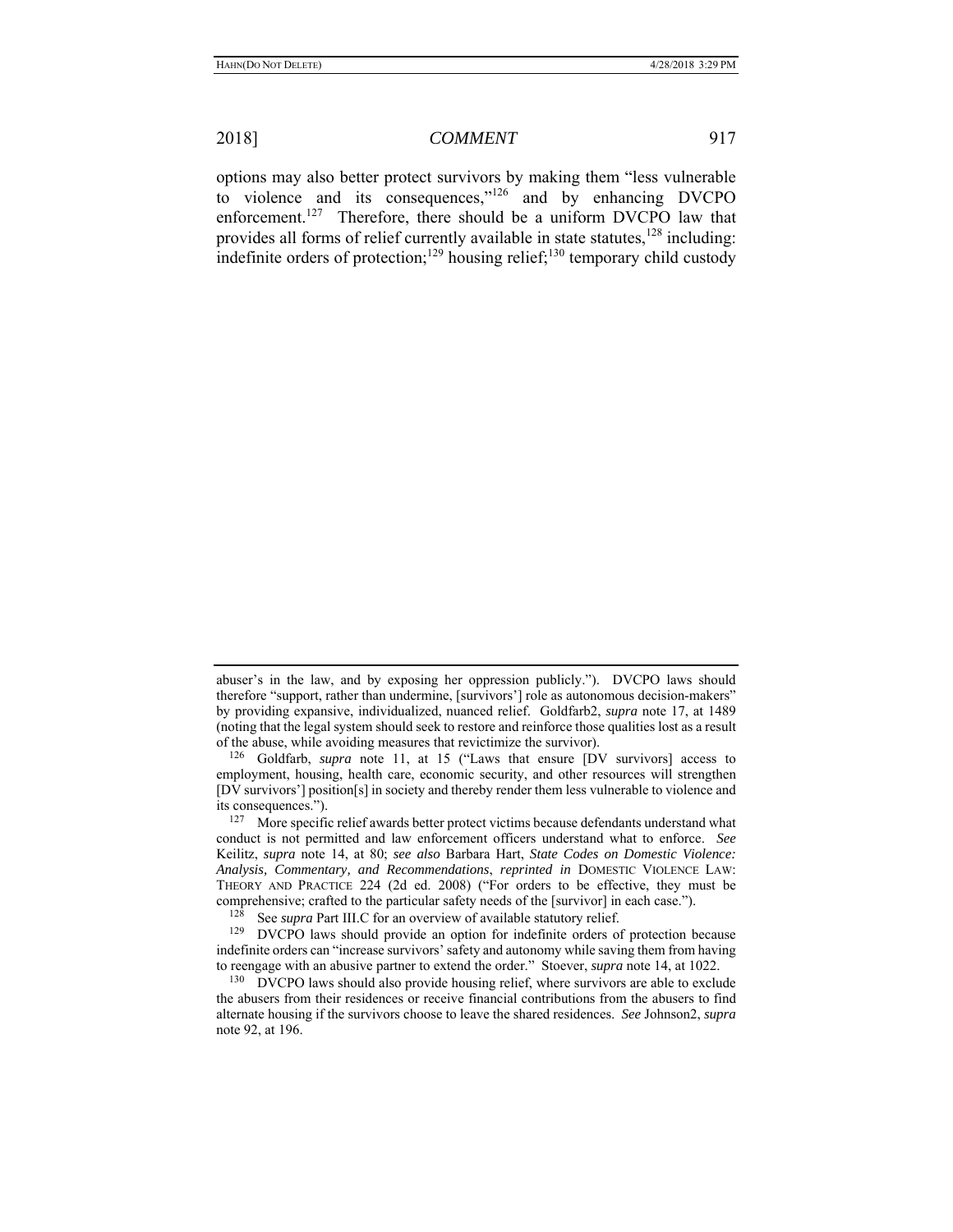options may also better protect survivors by making them "less vulnerable to violence and its consequences,"[126] and by enhancing DVCPO enforcement.[127] Therefore, there should be a uniform DVCPO law that provides all forms of relief currently available in state statutes,[128] including: indefinite orders of protection;[129] housing relief;[130] temporary child custody

---

abuser's in the law, and by exposing her oppression publicly."). DVCPO laws should therefore "support, rather than undermine, [survivors'] role as autonomous decision-makers" by providing expansive, individualized, nuanced relief. Goldfarb2, *supra* note 17, at 1489 (noting that the legal system should seek to restore and reinforce those qualities lost as a result of the abuse, while avoiding measures that revictimize the survivor).

[126] Goldfarb, *supra* note 11, at 15 ("Laws that ensure [DV survivors] access to employment, housing, health care, economic security, and other resources will strengthen [DV survivors'] position[s] in society and thereby render them less vulnerable to violence and its consequences.").

[127] More specific relief awards better protect victims because defendants understand what conduct is not permitted and law enforcement officers understand what to enforce. *See* Keilitz, *supra* note 14, at 80; *see also* Barbara Hart, *State Codes on Domestic Violence: Analysis, Commentary, and Recommendations*, *reprinted in* DOMESTIC VIOLENCE LAW: THEORY AND PRACTICE 224 (2d ed. 2008) ("For orders to be effective, they must be comprehensive; crafted to the particular safety needs of the [survivor] in each case.").

[128] See *supra* Part III.C for an overview of available statutory relief.

[129] DVCPO laws should provide an option for indefinite orders of protection because indefinite orders can "increase survivors' safety and autonomy while saving them from having to reengage with an abusive partner to extend the order." Stoever, *supra* note 14, at 1022.

[130] DVCPO laws should also provide housing relief, where survivors are able to exclude the abusers from their residences or receive financial contributions from the abusers to find alternate housing if the survivors choose to leave the shared residences. *See* Johnson2, *supra* note 92, at 196.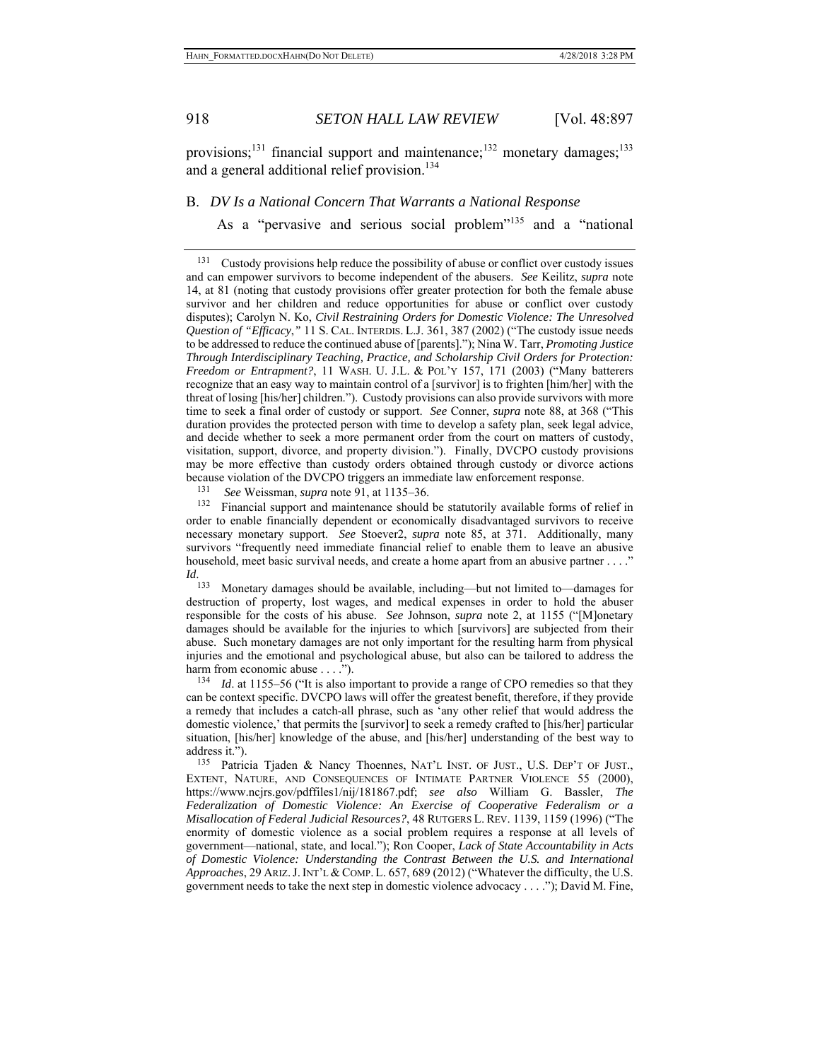provisions;[131] financial support and maintenance;[132] monetary damages;[133] and a general additional relief provision.[134]

## B. *DV Is a National Concern That Warrants a National Response*

As a "pervasive and serious social problem"[135] and a "national

---

[131] Custody provisions help reduce the possibility of abuse or conflict over custody issues and can empower survivors to become independent of the abusers. *See* Keilitz, *supra* note 14, at 81 (noting that custody provisions offer greater protection for both the female abuse survivor and her children and reduce opportunities for abuse or conflict over custody disputes); Carolyn N. Ko, *Civil Restraining Orders for Domestic Violence: The Unresolved Question of "Efficacy*,*"* 11 S. CAL. INTERDIS. L.J. 361, 387 (2002) ("The custody issue needs to be addressed to reduce the continued abuse of [parents]."); Nina W. Tarr, *Promoting Justice Through Interdisciplinary Teaching, Practice, and Scholarship Civil Orders for Protection: Freedom or Entrapment?*, 11 WASH. U. J.L. & POL'Y 157, 171 (2003) ("Many batterers recognize that an easy way to maintain control of a [survivor] is to frighten [him/her] with the threat of losing [his/her] children."). Custody provisions can also provide survivors with more time to seek a final order of custody or support. *See* Conner, *supra* note 88, at 368 ("This duration provides the protected person with time to develop a safety plan, seek legal advice, and decide whether to seek a more permanent order from the court on matters of custody, visitation, support, divorce, and property division."). Finally, DVCPO custody provisions may be more effective than custody orders obtained through custody or divorce actions because violation of the DVCPO triggers an immediate law enforcement response.

[131] *See* Weissman, *supra* note 91, at 1135–36.

[132] Financial support and maintenance should be statutorily available forms of relief in order to enable financially dependent or economically disadvantaged survivors to receive necessary monetary support. *See* Stoever2, *supra* note 85, at 371. Additionally, many survivors "frequently need immediate financial relief to enable them to leave an abusive household, meet basic survival needs, and create a home apart from an abusive partner . . . ." *Id*.

[133] Monetary damages should be available, including—but not limited to—damages for destruction of property, lost wages, and medical expenses in order to hold the abuser responsible for the costs of his abuse. *See* Johnson, *supra* note 2, at 1155 ("[M]onetary damages should be available for the injuries to which [survivors] are subjected from their abuse. Such monetary damages are not only important for the resulting harm from physical injuries and the emotional and psychological abuse, but also can be tailored to address the harm from economic abuse . . . .").

[134] *Id*. at 1155–56 ("It is also important to provide a range of CPO remedies so that they can be context specific. DVCPO laws will offer the greatest benefit, therefore, if they provide a remedy that includes a catch-all phrase, such as 'any other relief that would address the domestic violence,' that permits the [survivor] to seek a remedy crafted to [his/her] particular situation, [his/her] knowledge of the abuse, and [his/her] understanding of the best way to address it.").

[135] Patricia Tjaden & Nancy Thoennes, NAT'L INST. OF JUST., U.S. DEP'T OF JUST., EXTENT, NATURE, AND CONSEQUENCES OF INTIMATE PARTNER VIOLENCE 55 (2000), https://www.ncjrs.gov/pdffiles1/nij/181867.pdf; *see also* William G. Bassler, *The Federalization of Domestic Violence: An Exercise of Cooperative Federalism or a Misallocation of Federal Judicial Resources?*, 48 RUTGERS L. REV. 1139, 1159 (1996) ("The enormity of domestic violence as a social problem requires a response at all levels of government—national, state, and local."); Ron Cooper, *Lack of State Accountability in Acts of Domestic Violence: Understanding the Contrast Between the U.S. and International Approaches*, 29 ARIZ. J. INT'L & COMP. L. 657, 689 (2012) ("Whatever the difficulty, the U.S. government needs to take the next step in domestic violence advocacy . . . ."); David M. Fine,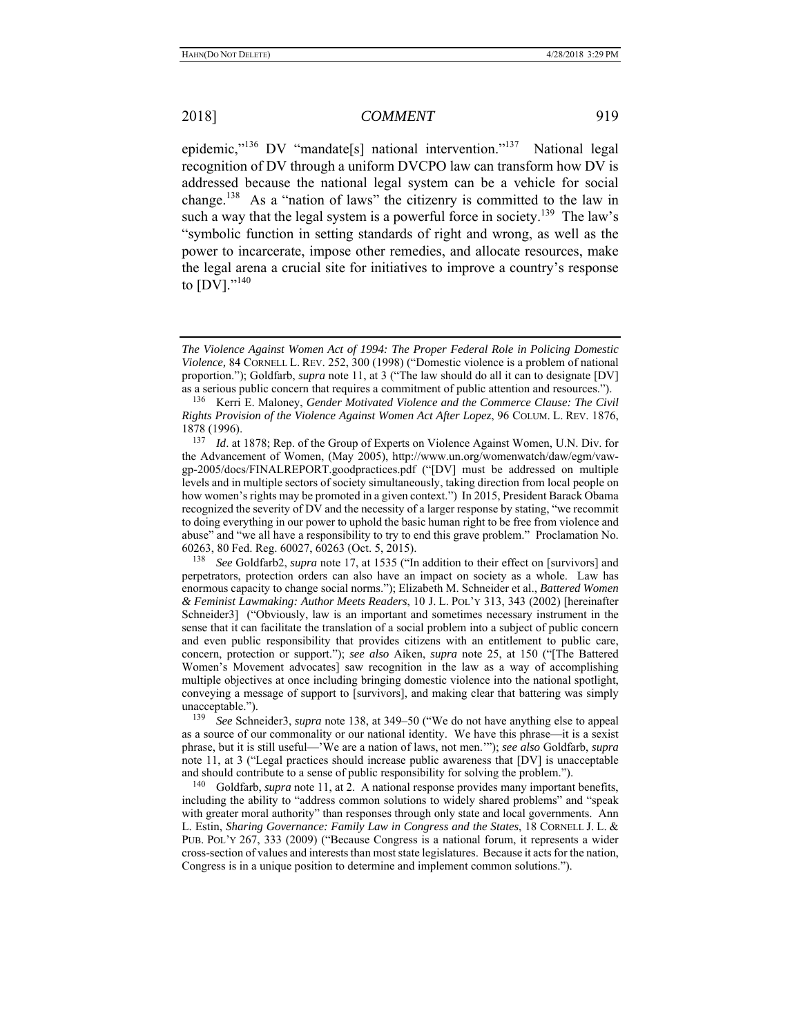epidemic,"[136] DV "mandate[s] national intervention."[137] National legal recognition of DV through a uniform DVCPO law can transform how DV is addressed because the national legal system can be a vehicle for social change.[138] As a "nation of laws" the citizenry is committed to the law in such a way that the legal system is a powerful force in society.[139] The law's "symbolic function in setting standards of right and wrong, as well as the power to incarcerate, impose other remedies, and allocate resources, make the legal arena a crucial site for initiatives to improve a country's response to [DV]."[140]

---

*The Violence Against Women Act of 1994: The Proper Federal Role in Policing Domestic Violence,* 84 CORNELL L. REV. 252, 300 (1998) ("Domestic violence is a problem of national proportion."); Goldfarb, *supra* note 11, at 3 ("The law should do all it can to designate [DV] as a serious public concern that requires a commitment of public attention and resources.").

[136] Kerri E. Maloney, *Gender Motivated Violence and the Commerce Clause: The Civil Rights Provision of the Violence Against Women Act After Lopez*, 96 COLUM. L. REV. 1876, 1878 (1996).

[137] *Id*. at 1878; Rep. of the Group of Experts on Violence Against Women, U.N. Div. for the Advancement of Women, (May 2005), http://www.un.org/womenwatch/daw/egm/vaw-gp-2005/docs/FINALREPORT.goodpractices.pdf ("[DV] must be addressed on multiple levels and in multiple sectors of society simultaneously, taking direction from local people on how women's rights may be promoted in a given context.") In 2015, President Barack Obama recognized the severity of DV and the necessity of a larger response by stating, "we recommit to doing everything in our power to uphold the basic human right to be free from violence and abuse" and "we all have a responsibility to try to end this grave problem." Proclamation No. 60263, 80 Fed. Reg. 60027, 60263 (Oct. 5, 2015).

[138] *See* Goldfarb2, *supra* note 17, at 1535 ("In addition to their effect on [survivors] and perpetrators, protection orders can also have an impact on society as a whole. Law has enormous capacity to change social norms."); Elizabeth M. Schneider et al., *Battered Women & Feminist Lawmaking: Author Meets Readers*, 10 J. L. POL'Y 313, 343 (2002) [hereinafter Schneider3] ("Obviously, law is an important and sometimes necessary instrument in the sense that it can facilitate the translation of a social problem into a subject of public concern and even public responsibility that provides citizens with an entitlement to public care, concern, protection or support."); *see also* Aiken, *supra* note 25, at 150 ("[The Battered Women's Movement advocates] saw recognition in the law as a way of accomplishing multiple objectives at once including bringing domestic violence into the national spotlight, conveying a message of support to [survivors], and making clear that battering was simply unacceptable.").

[139] *See* Schneider3, *supra* note 138, at 349–50 ("We do not have anything else to appeal as a source of our commonality or our national identity. We have this phrase—it is a sexist phrase, but it is still useful—'We are a nation of laws, not men.'"); *see also* Goldfarb, *supra* note 11, at 3 ("Legal practices should increase public awareness that [DV] is unacceptable and should contribute to a sense of public responsibility for solving the problem.").

[140] Goldfarb, *supra* note 11, at 2. A national response provides many important benefits, including the ability to "address common solutions to widely shared problems" and "speak with greater moral authority" than responses through only state and local governments. Ann L. Estin, *Sharing Governance: Family Law in Congress and the States*, 18 CORNELL J. L. & PUB. POL'Y 267, 333 (2009) ("Because Congress is a national forum, it represents a wider cross-section of values and interests than most state legislatures. Because it acts for the nation, Congress is in a unique position to determine and implement common solutions.").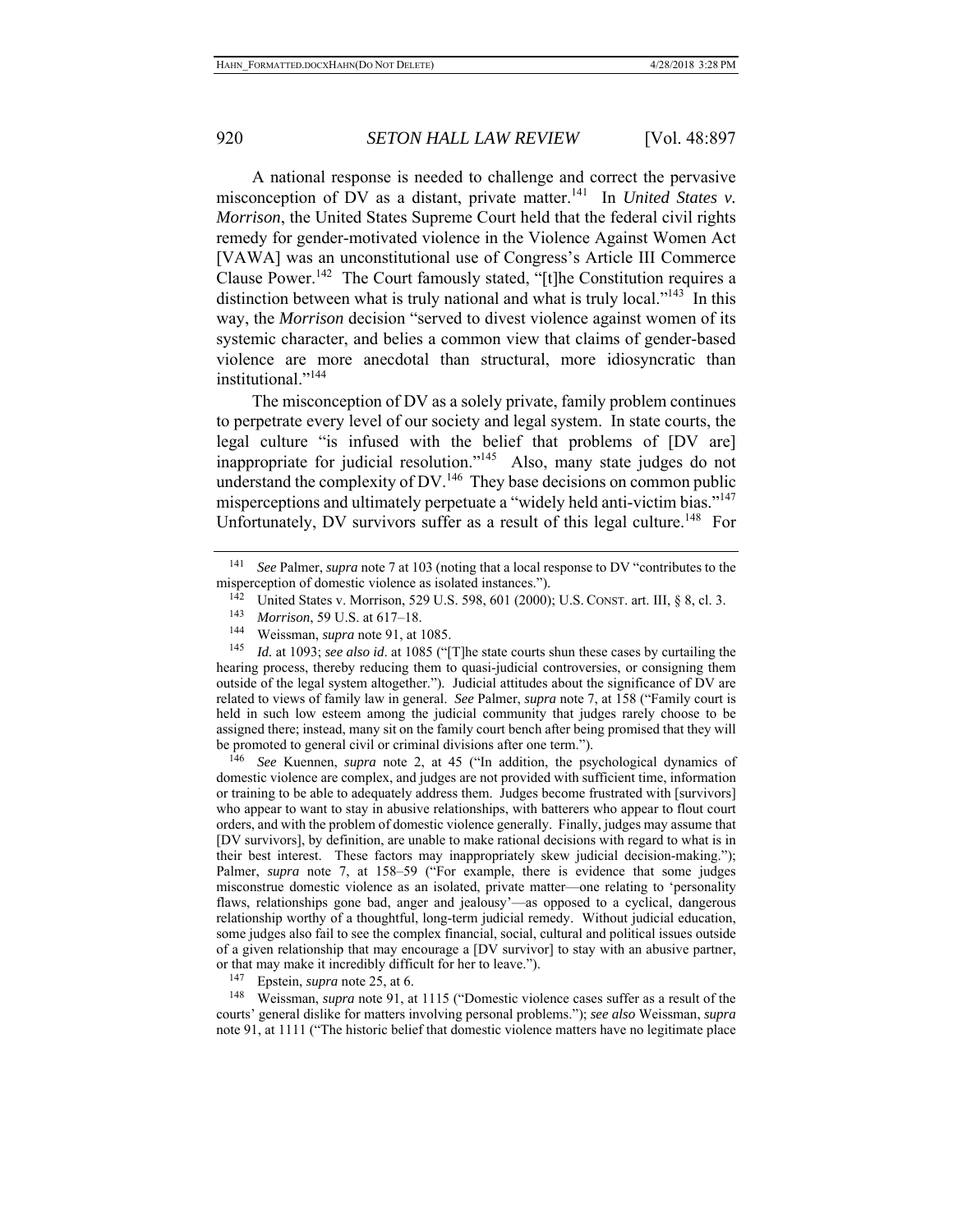A national response is needed to challenge and correct the pervasive misconception of DV as a distant, private matter.[141] In *United States v. Morrison*, the United States Supreme Court held that the federal civil rights remedy for gender-motivated violence in the Violence Against Women Act [VAWA] was an unconstitutional use of Congress's Article III Commerce Clause Power.[142] The Court famously stated, "[t]he Constitution requires a distinction between what is truly national and what is truly local."[143] In this way, the *Morrison* decision "served to divest violence against women of its systemic character, and belies a common view that claims of gender-based violence are more anecdotal than structural, more idiosyncratic than institutional."[144]

The misconception of DV as a solely private, family problem continues to perpetrate every level of our society and legal system. In state courts, the legal culture "is infused with the belief that problems of [DV are] inappropriate for judicial resolution."[145] Also, many state judges do not understand the complexity of DV.[146] They base decisions on common public misperceptions and ultimately perpetuate a "widely held anti-victim bias."[147] Unfortunately, DV survivors suffer as a result of this legal culture.[148] For

---

[141] *See* Palmer, *supra* note 7 at 103 (noting that a local response to DV "contributes to the misperception of domestic violence as isolated instances.").

[142] United States v. Morrison, 529 U.S. 598, 601 (2000); U.S. CONST. art. III, § 8, cl. 3.

[143] *Morrison*, 59 U.S. at 617–18.

[144] Weissman, *supra* note 91, at 1085.

[145] *Id.* at 1093; *see also id.* at 1085 ("[T]he state courts shun these cases by curtailing the hearing process, thereby reducing them to quasi-judicial controversies, or consigning them outside of the legal system altogether."). Judicial attitudes about the significance of DV are related to views of family law in general. *See* Palmer, *supra* note 7, at 158 ("Family court is held in such low esteem among the judicial community that judges rarely choose to be assigned there; instead, many sit on the family court bench after being promised that they will be promoted to general civil or criminal divisions after one term.").

[146] *See* Kuennen, *supra* note 2, at 45 ("In addition, the psychological dynamics of domestic violence are complex, and judges are not provided with sufficient time, information or training to be able to adequately address them. Judges become frustrated with [survivors] who appear to want to stay in abusive relationships, with batterers who appear to flout court orders, and with the problem of domestic violence generally. Finally, judges may assume that [DV survivors], by definition, are unable to make rational decisions with regard to what is in their best interest. These factors may inappropriately skew judicial decision-making."); Palmer, *supra* note 7, at 158–59 ("For example, there is evidence that some judges misconstrue domestic violence as an isolated, private matter—one relating to 'personality flaws, relationships gone bad, anger and jealousy'—as opposed to a cyclical, dangerous relationship worthy of a thoughtful, long-term judicial remedy. Without judicial education, some judges also fail to see the complex financial, social, cultural and political issues outside of a given relationship that may encourage a [DV survivor] to stay with an abusive partner, or that may make it incredibly difficult for her to leave.").

[147] Epstein, *supra* note 25, at 6.

[148] Weissman, *supra* note 91, at 1115 ("Domestic violence cases suffer as a result of the courts' general dislike for matters involving personal problems."); *see also* Weissman, *supra* note 91, at 1111 ("The historic belief that domestic violence matters have no legitimate place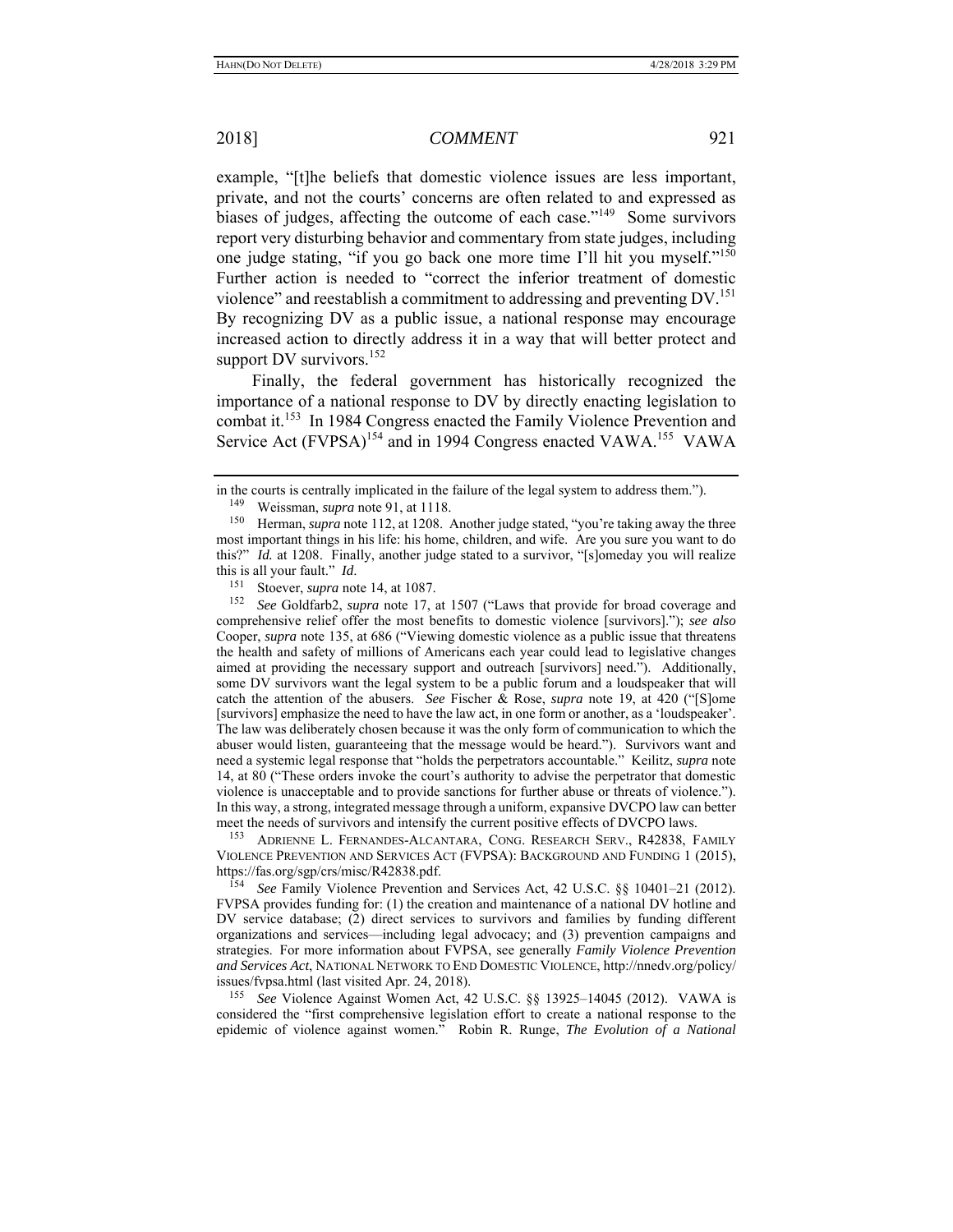example, "[t]he beliefs that domestic violence issues are less important, private, and not the courts' concerns are often related to and expressed as biases of judges, affecting the outcome of each case."[149] Some survivors report very disturbing behavior and commentary from state judges, including one judge stating, "if you go back one more time I'll hit you myself."[150] Further action is needed to "correct the inferior treatment of domestic violence" and reestablish a commitment to addressing and preventing DV.[151] By recognizing DV as a public issue, a national response may encourage increased action to directly address it in a way that will better protect and support DV survivors.[152]

Finally, the federal government has historically recognized the importance of a national response to DV by directly enacting legislation to combat it.[153] In 1984 Congress enacted the Family Violence Prevention and Service Act (FVPSA)[154] and in 1994 Congress enacted VAWA.[155] VAWA

---

in the courts is centrally implicated in the failure of the legal system to address them.").

[149] Weissman, *supra* note 91, at 1118.

[150] Herman, *supra* note 112, at 1208. Another judge stated, "you're taking away the three most important things in his life: his home, children, and wife. Are you sure you want to do this?" *Id.* at 1208. Finally, another judge stated to a survivor, "[s]omeday you will realize this is all your fault." *Id*.

[151] Stoever, *supra* note 14, at 1087.

[152] *See* Goldfarb2, *supra* note 17, at 1507 ("Laws that provide for broad coverage and comprehensive relief offer the most benefits to domestic violence [survivors]."); *see also* Cooper, *supra* note 135, at 686 ("Viewing domestic violence as a public issue that threatens the health and safety of millions of Americans each year could lead to legislative changes aimed at providing the necessary support and outreach [survivors] need."). Additionally, some DV survivors want the legal system to be a public forum and a loudspeaker that will catch the attention of the abusers. *See* Fischer & Rose, *supra* note 19, at 420 ("[S]ome [survivors] emphasize the need to have the law act, in one form or another, as a 'loudspeaker'. The law was deliberately chosen because it was the only form of communication to which the abuser would listen, guaranteeing that the message would be heard."). Survivors want and need a systemic legal response that "holds the perpetrators accountable." Keilitz, *supra* note 14, at 80 ("These orders invoke the court's authority to advise the perpetrator that domestic violence is unacceptable and to provide sanctions for further abuse or threats of violence."). In this way, a strong, integrated message through a uniform, expansive DVCPO law can better meet the needs of survivors and intensify the current positive effects of DVCPO laws.

[153] ADRIENNE L. FERNANDES-ALCANTARA, CONG. RESEARCH SERV., R42838, FAMILY VIOLENCE PREVENTION AND SERVICES ACT (FVPSA): BACKGROUND AND FUNDING 1 (2015), https://fas.org/sgp/crs/misc/R42838.pdf.

[154] *See* Family Violence Prevention and Services Act, 42 U.S.C. §§ 10401–21 (2012). FVPSA provides funding for: (1) the creation and maintenance of a national DV hotline and DV service database; (2) direct services to survivors and families by funding different organizations and services—including legal advocacy; and (3) prevention campaigns and strategies. For more information about FVPSA, see generally *Family Violence Prevention and Services Act*, NATIONAL NETWORK TO END DOMESTIC VIOLENCE, http://nnedv.org/policy/issues/fvpsa.html (last visited Apr. 24, 2018).

[155] *See* Violence Against Women Act, 42 U.S.C. §§ 13925–14045 (2012). VAWA is considered the "first comprehensive legislation effort to create a national response to the epidemic of violence against women." Robin R. Runge, *The Evolution of a National*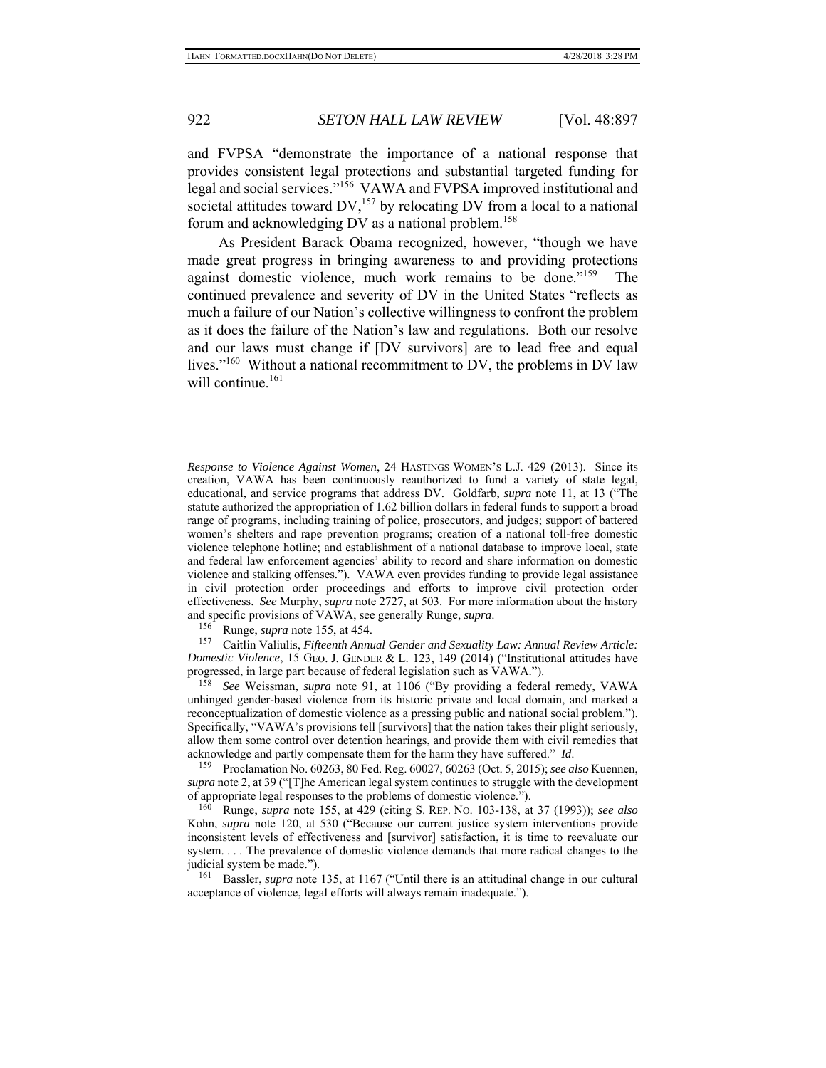and FVPSA "demonstrate the importance of a national response that provides consistent legal protections and substantial targeted funding for legal and social services."[156] VAWA and FVPSA improved institutional and societal attitudes toward DV,[157] by relocating DV from a local to a national forum and acknowledging DV as a national problem.[158]

As President Barack Obama recognized, however, "though we have made great progress in bringing awareness to and providing protections against domestic violence, much work remains to be done."[159] The continued prevalence and severity of DV in the United States "reflects as much a failure of our Nation's collective willingness to confront the problem as it does the failure of the Nation's law and regulations. Both our resolve and our laws must change if [DV survivors] are to lead free and equal lives."[160] Without a national recommitment to DV, the problems in DV law will continue.[161]

---

*Response to Violence Against Women*, 24 HASTINGS WOMEN'S L.J. 429 (2013). Since its creation, VAWA has been continuously reauthorized to fund a variety of state legal, educational, and service programs that address DV. Goldfarb, *supra* note 11, at 13 ("The statute authorized the appropriation of 1.62 billion dollars in federal funds to support a broad range of programs, including training of police, prosecutors, and judges; support of battered women's shelters and rape prevention programs; creation of a national toll-free domestic violence telephone hotline; and establishment of a national database to improve local, state and federal law enforcement agencies' ability to record and share information on domestic violence and stalking offenses."). VAWA even provides funding to provide legal assistance in civil protection order proceedings and efforts to improve civil protection order effectiveness. *See* Murphy, *supra* note 2727, at 503. For more information about the history and specific provisions of VAWA, see generally Runge, *supra*.

[156] Runge, *supra* note 155, at 454.

[157] Caitlin Valiulis, *Fifteenth Annual Gender and Sexuality Law: Annual Review Article: Domestic Violence*, 15 GEO. J. GENDER & L. 123, 149 (2014) ("Institutional attitudes have progressed, in large part because of federal legislation such as VAWA.").

[158] *See* Weissman, *supra* note 91, at 1106 ("By providing a federal remedy, VAWA unhinged gender-based violence from its historic private and local domain, and marked a reconceptualization of domestic violence as a pressing public and national social problem."). Specifically, "VAWA's provisions tell [survivors] that the nation takes their plight seriously, allow them some control over detention hearings, and provide them with civil remedies that acknowledge and partly compensate them for the harm they have suffered." *Id*.

[159] Proclamation No. 60263, 80 Fed. Reg. 60027, 60263 (Oct. 5, 2015); *see also* Kuennen, *supra* note 2, at 39 ("[T]he American legal system continues to struggle with the development of appropriate legal responses to the problems of domestic violence.").

[160] Runge, *supra* note 155, at 429 (citing S. REP. NO. 103-138, at 37 (1993)); *see also* Kohn, *supra* note 120, at 530 ("Because our current justice system interventions provide inconsistent levels of effectiveness and [survivor] satisfaction, it is time to reevaluate our system. . . . The prevalence of domestic violence demands that more radical changes to the judicial system be made.").

[161] Bassler, *supra* note 135, at 1167 ("Until there is an attitudinal change in our cultural acceptance of violence, legal efforts will always remain inadequate.").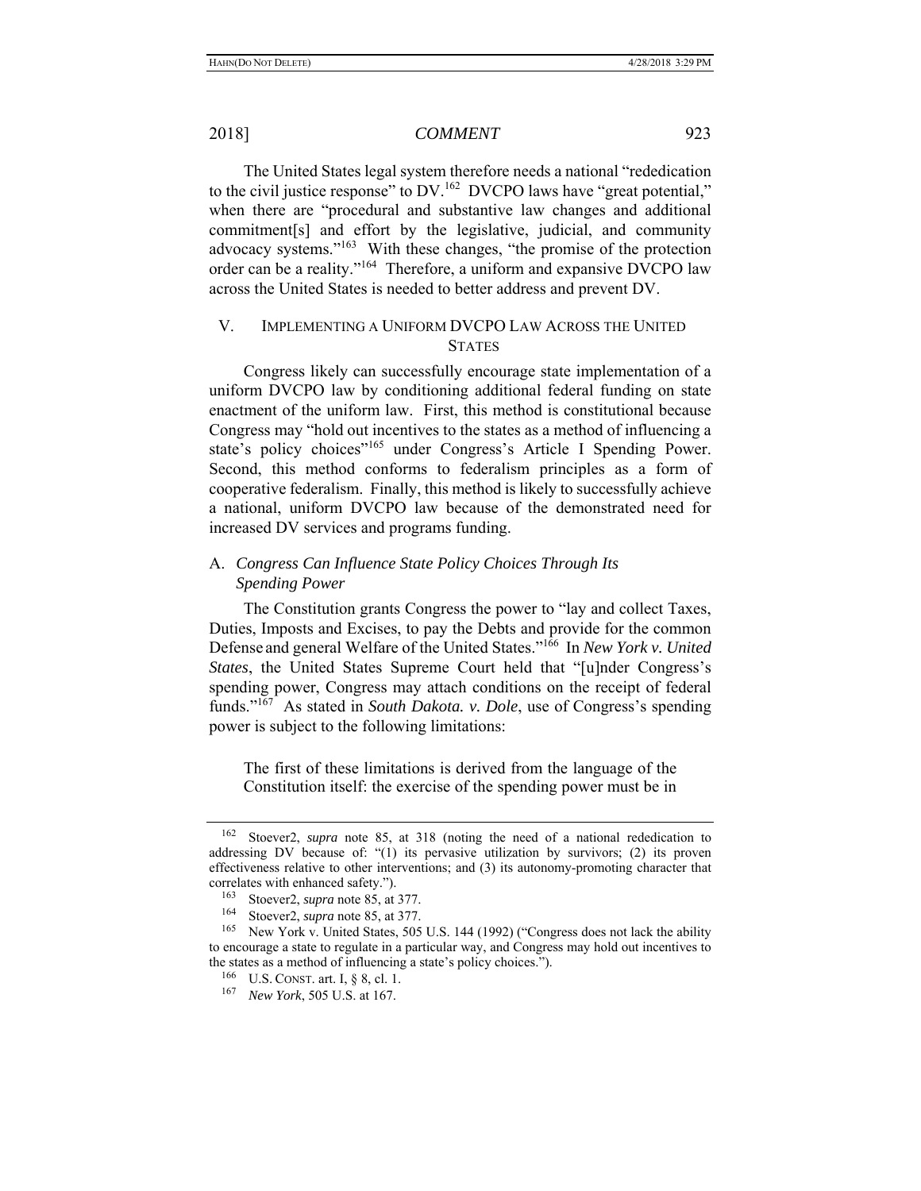The United States legal system therefore needs a national "rededication to the civil justice response" to DV.[162] DVCPO laws have "great potential," when there are "procedural and substantive law changes and additional commitment[s] and effort by the legislative, judicial, and community advocacy systems."[163] With these changes, "the promise of the protection order can be a reality."[164] Therefore, a uniform and expansive DVCPO law across the United States is needed to better address and prevent DV.

## V. IMPLEMENTING A UNIFORM DVCPO LAW ACROSS THE UNITED STATES

Congress likely can successfully encourage state implementation of a uniform DVCPO law by conditioning additional federal funding on state enactment of the uniform law. First, this method is constitutional because Congress may "hold out incentives to the states as a method of influencing a state's policy choices"[165] under Congress's Article I Spending Power. Second, this method conforms to federalism principles as a form of cooperative federalism. Finally, this method is likely to successfully achieve a national, uniform DVCPO law because of the demonstrated need for increased DV services and programs funding.

### A. *Congress Can Influence State Policy Choices Through Its Spending Power*

The Constitution grants Congress the power to "lay and collect Taxes, Duties, Imposts and Excises, to pay the Debts and provide for the common Defense and general Welfare of the United States."[166] In *New York v. United States*, the United States Supreme Court held that "[u]nder Congress's spending power, Congress may attach conditions on the receipt of federal funds."[167] As stated in *South Dakota. v. Dole*, use of Congress's spending power is subject to the following limitations:

> The first of these limitations is derived from the language of the Constitution itself: the exercise of the spending power must be in

---

[162] Stoever2, *supra* note 85, at 318 (noting the need of a national rededication to addressing DV because of: "(1) its pervasive utilization by survivors; (2) its proven effectiveness relative to other interventions; and (3) its autonomy-promoting character that correlates with enhanced safety.").

[163] Stoever2, *supra* note 85, at 377.

[164] Stoever2, *supra* note 85, at 377.

[165] New York v. United States, 505 U.S. 144 (1992) ("Congress does not lack the ability to encourage a state to regulate in a particular way, and Congress may hold out incentives to the states as a method of influencing a state's policy choices.").

[166] U.S. CONST. art. I, § 8, cl. 1.

[167] *New York*, 505 U.S. at 167.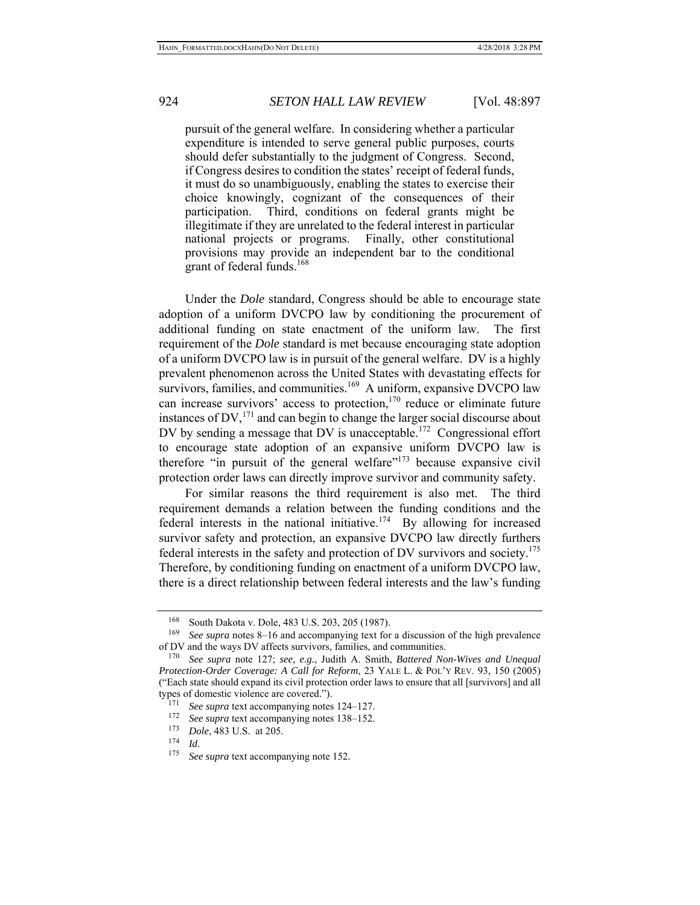pursuit of the general welfare. In considering whether a particular expenditure is intended to serve general public purposes, courts should defer substantially to the judgment of Congress. Second, if Congress desires to condition the states' receipt of federal funds, it must do so unambiguously, enabling the states to exercise their choice knowingly, cognizant of the consequences of their participation. Third, conditions on federal grants might be illegitimate if they are unrelated to the federal interest in particular national projects or programs. Finally, other constitutional provisions may provide an independent bar to the conditional grant of federal funds.[168]

Under the *Dole* standard, Congress should be able to encourage state adoption of a uniform DVCPO law by conditioning the procurement of additional funding on state enactment of the uniform law. The first requirement of the *Dole* standard is met because encouraging state adoption of a uniform DVCPO law is in pursuit of the general welfare. DV is a highly prevalent phenomenon across the United States with devastating effects for survivors, families, and communities.[169] A uniform, expansive DVCPO law can increase survivors' access to protection,[170] reduce or eliminate future instances of DV,[171] and can begin to change the larger social discourse about DV by sending a message that DV is unacceptable.[172] Congressional effort to encourage state adoption of an expansive uniform DVCPO law is therefore "in pursuit of the general welfare"[173] because expansive civil protection order laws can directly improve survivor and community safety.

For similar reasons the third requirement is also met. The third requirement demands a relation between the funding conditions and the federal interests in the national initiative.[174] By allowing for increased survivor safety and protection, an expansive DVCPO law directly furthers federal interests in the safety and protection of DV survivors and society.[175] Therefore, by conditioning funding on enactment of a uniform DVCPO law, there is a direct relationship between federal interests and the law's funding

---

[168] South Dakota v. Dole, 483 U.S. 203, 205 (1987).

[169] *See supra* notes 8–16 and accompanying text for a discussion of the high prevalence of DV and the ways DV affects survivors, families, and communities.

[170] *See supra* note 127; *see, e.g.*, Judith A. Smith, *Battered Non-Wives and Unequal Protection-Order Coverage: A Call for Reform*, 23 YALE L. & POL'Y REV. 93, 150 (2005) ("Each state should expand its civil protection order laws to ensure that all [survivors] and all types of domestic violence are covered.").

[171] *See supra* text accompanying notes 124–127.

[172] *See supra* text accompanying notes 138–152.

[173] *Dole*, 483 U.S. at 205.

[174] *Id.*

[175] *See supra* text accompanying note 152.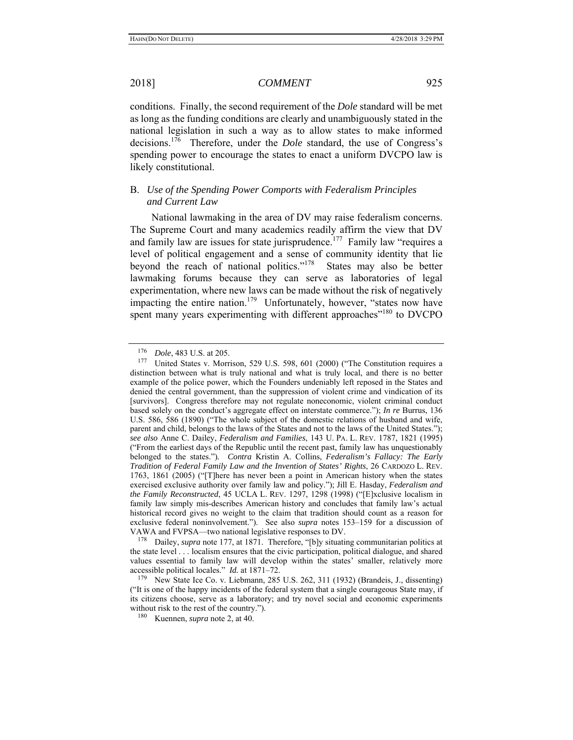conditions. Finally, the second requirement of the *Dole* standard will be met as long as the funding conditions are clearly and unambiguously stated in the national legislation in such a way as to allow states to make informed decisions.[176] Therefore, under the *Dole* standard, the use of Congress's spending power to encourage the states to enact a uniform DVCPO law is likely constitutional.

## B. *Use of the Spending Power Comports with Federalism Principles and Current Law*

National lawmaking in the area of DV may raise federalism concerns. The Supreme Court and many academics readily affirm the view that DV and family law are issues for state jurisprudence.[177] Family law "requires a level of political engagement and a sense of community identity that lie beyond the reach of national politics."[178] States may also be better lawmaking forums because they can serve as laboratories of legal experimentation, where new laws can be made without the risk of negatively impacting the entire nation.[179] Unfortunately, however, "states now have spent many years experimenting with different approaches"[180] to DVCPO

---

[176] *Dole*, 483 U.S. at 205.

[177] United States v. Morrison, 529 U.S. 598, 601 (2000) ("The Constitution requires a distinction between what is truly national and what is truly local, and there is no better example of the police power, which the Founders undeniably left reposed in the States and denied the central government, than the suppression of violent crime and vindication of its [survivors]. Congress therefore may not regulate noneconomic, violent criminal conduct based solely on the conduct's aggregate effect on interstate commerce."); *In re* Burrus, 136 U.S. 586, 586 (1890) ("The whole subject of the domestic relations of husband and wife, parent and child, belongs to the laws of the States and not to the laws of the United States."); *see also* Anne C. Dailey, *Federalism and Families*, 143 U. PA. L. REV. 1787, 1821 (1995) ("From the earliest days of the Republic until the recent past, family law has unquestionably belonged to the states."). *Contra* Kristin A. Collins, *Federalism's Fallacy: The Early Tradition of Federal Family Law and the Invention of States' Rights*, 26 CARDOZO L. REV. 1763, 1861 (2005) ("[T]here has never been a point in American history when the states exercised exclusive authority over family law and policy."); Jill E. Hasday, *Federalism and the Family Reconstructed*, 45 UCLA L. REV. 1297, 1298 (1998) ("[E]xclusive localism in family law simply mis-describes American history and concludes that family law's actual historical record gives no weight to the claim that tradition should count as a reason for exclusive federal noninvolvement."). See also *supra* notes 153–159 for a discussion of VAWA and FVPSA—two national legislative responses to DV.

[178] Dailey, *supra* note 177, at 1871. Therefore, "[b]y situating communitarian politics at the state level . . . localism ensures that the civic participation, political dialogue, and shared values essential to family law will develop within the states' smaller, relatively more accessible political locales." *Id.* at 1871–72.

[179] New State Ice Co. v. Liebmann, 285 U.S. 262, 311 (1932) (Brandeis, J., dissenting) ("It is one of the happy incidents of the federal system that a single courageous State may, if its citizens choose, serve as a laboratory; and try novel social and economic experiments without risk to the rest of the country.").

[180] Kuennen, *supra* note 2, at 40.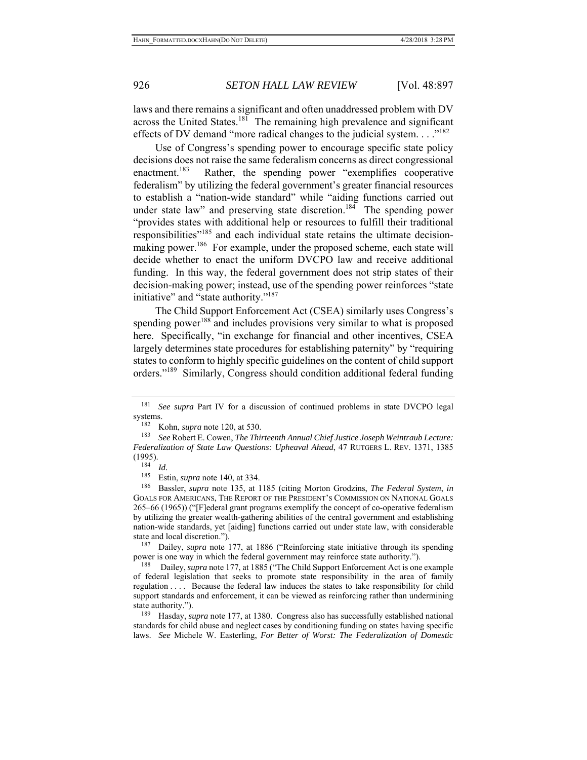laws and there remains a significant and often unaddressed problem with DV across the United States.[181] The remaining high prevalence and significant effects of DV demand "more radical changes to the judicial system. . . ."[182]

Use of Congress's spending power to encourage specific state policy decisions does not raise the same federalism concerns as direct congressional enactment.[183] Rather, the spending power "exemplifies cooperative federalism" by utilizing the federal government's greater financial resources to establish a "nation-wide standard" while "aiding functions carried out under state law" and preserving state discretion.[184] The spending power "provides states with additional help or resources to fulfill their traditional responsibilities"[185] and each individual state retains the ultimate decision-making power.[186] For example, under the proposed scheme, each state will decide whether to enact the uniform DVCPO law and receive additional funding. In this way, the federal government does not strip states of their decision-making power; instead, use of the spending power reinforces "state initiative" and "state authority."[187]

The Child Support Enforcement Act (CSEA) similarly uses Congress's spending power[188] and includes provisions very similar to what is proposed here. Specifically, "in exchange for financial and other incentives, CSEA largely determines state procedures for establishing paternity" by "requiring states to conform to highly specific guidelines on the content of child support orders."[189] Similarly, Congress should condition additional federal funding

---

[181] *See supra* Part IV for a discussion of continued problems in state DVCPO legal systems.

[182] Kohn, *supra* note 120, at 530.

[183] *See* Robert E. Cowen, *The Thirteenth Annual Chief Justice Joseph Weintraub Lecture: Federalization of State Law Questions: Upheaval Ahead*, 47 RUTGERS L. REV. 1371, 1385 (1995).

[184] *Id.*

[185] Estin, *supra* note 140, at 334.

[186] Bassler, *supra* note 135, at 1185 (citing Morton Grodzins, *The Federal System*, *in* GOALS FOR AMERICANS, THE REPORT OF THE PRESIDENT'S COMMISSION ON NATIONAL GOALS 265–66 (1965)) ("[F]ederal grant programs exemplify the concept of co-operative federalism by utilizing the greater wealth-gathering abilities of the central government and establishing nation-wide standards, yet [aiding] functions carried out under state law, with considerable state and local discretion.").

[187] Dailey, *supra* note 177, at 1886 ("Reinforcing state initiative through its spending power is one way in which the federal government may reinforce state authority.").

[188] Dailey, *supra* note 177, at 1885 ("The Child Support Enforcement Act is one example of federal legislation that seeks to promote state responsibility in the area of family regulation . . . . Because the federal law induces the states to take responsibility for child support standards and enforcement, it can be viewed as reinforcing rather than undermining state authority.").

[189] Hasday, *supra* note 177, at 1380. Congress also has successfully established national standards for child abuse and neglect cases by conditioning funding on states having specific laws. *See* Michele W. Easterling, *For Better of Worst: The Federalization of Domestic*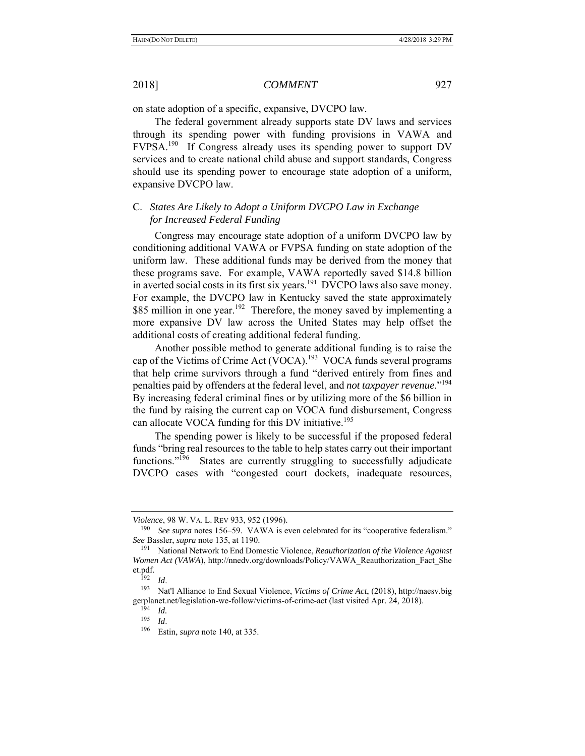on state adoption of a specific, expansive, DVCPO law.

The federal government already supports state DV laws and services through its spending power with funding provisions in VAWA and FVPSA.[190] If Congress already uses its spending power to support DV services and to create national child abuse and support standards, Congress should use its spending power to encourage state adoption of a uniform, expansive DVCPO law.

### C. *States Are Likely to Adopt a Uniform DVCPO Law in Exchange for Increased Federal Funding*

Congress may encourage state adoption of a uniform DVCPO law by conditioning additional VAWA or FVPSA funding on state adoption of the uniform law. These additional funds may be derived from the money that these programs save. For example, VAWA reportedly saved $14.8 billion in averted social costs in its first six years.[191] DVCPO laws also save money. For example, the DVCPO law in Kentucky saved the state approximately $85 million in one year.[192] Therefore, the money saved by implementing a more expansive DV law across the United States may help offset the additional costs of creating additional federal funding.

Another possible method to generate additional funding is to raise the cap of the Victims of Crime Act (VOCA).[193] VOCA funds several programs that help crime survivors through a fund "derived entirely from fines and penalties paid by offenders at the federal level, and *not taxpayer revenue*."[194] By increasing federal criminal fines or by utilizing more of the $6 billion in the fund by raising the current cap on VOCA fund disbursement, Congress can allocate VOCA funding for this DV initiative.[195]

The spending power is likely to be successful if the proposed federal funds "bring real resources to the table to help states carry out their important functions."[196] States are currently struggling to successfully adjudicate DVCPO cases with "congested court dockets, inadequate resources,

---

*Violence*, 98 W. VA. L. REV 933, 952 (1996).

[190] *See supra* notes 156–59. VAWA is even celebrated for its "cooperative federalism." *See* Bassler, *supra* note 135, at 1190.

[191] National Network to End Domestic Violence, *Reauthorization of the Violence Against Women Act (VAWA)*, http://nnedv.org/downloads/Policy/VAWA_Reauthorization_Fact_Sheet.pdf.

[192] *Id*.

[193] Nat'l Alliance to End Sexual Violence, *Victims of Crime Act*, (2018), http://naesv.biggerplanet.net/legislation-we-follow/victims-of-crime-act (last visited Apr. 24, 2018).

[194] *Id.*

[195] *Id*.

[196] Estin, *supra* note 140, at 335.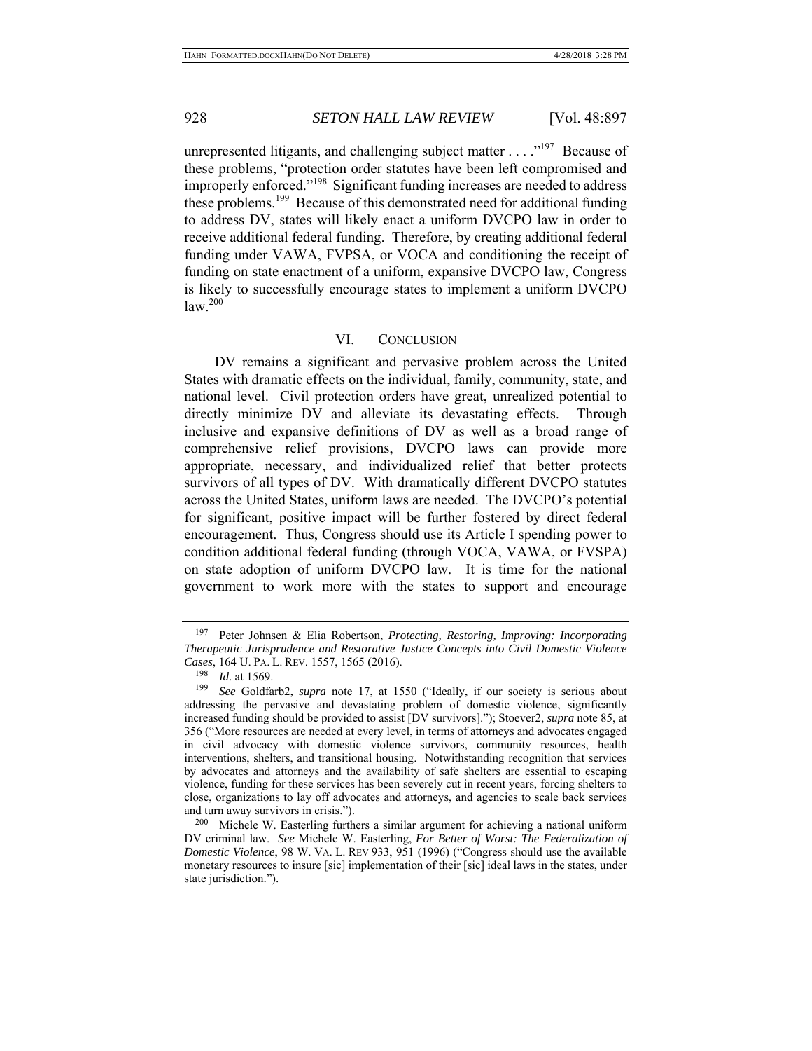unrepresented litigants, and challenging subject matter . . . ."[197] Because of these problems, "protection order statutes have been left compromised and improperly enforced."[198] Significant funding increases are needed to address these problems.[199] Because of this demonstrated need for additional funding to address DV, states will likely enact a uniform DVCPO law in order to receive additional federal funding. Therefore, by creating additional federal funding under VAWA, FVPSA, or VOCA and conditioning the receipt of funding on state enactment of a uniform, expansive DVCPO law, Congress is likely to successfully encourage states to implement a uniform DVCPO law.[200]

## VI. CONCLUSION

DV remains a significant and pervasive problem across the United States with dramatic effects on the individual, family, community, state, and national level. Civil protection orders have great, unrealized potential to directly minimize DV and alleviate its devastating effects. Through inclusive and expansive definitions of DV as well as a broad range of comprehensive relief provisions, DVCPO laws can provide more appropriate, necessary, and individualized relief that better protects survivors of all types of DV. With dramatically different DVCPO statutes across the United States, uniform laws are needed. The DVCPO's potential for significant, positive impact will be further fostered by direct federal encouragement. Thus, Congress should use its Article I spending power to condition additional federal funding (through VOCA, VAWA, or FVSPA) on state adoption of uniform DVCPO law. It is time for the national government to work more with the states to support and encourage

---

[197] Peter Johnsen & Elia Robertson, *Protecting, Restoring, Improving: Incorporating Therapeutic Jurisprudence and Restorative Justice Concepts into Civil Domestic Violence Cases*, 164 U. PA. L. REV. 1557, 1565 (2016).

[198] *Id.* at 1569.

[199] *See* Goldfarb2, *supra* note 17, at 1550 ("Ideally, if our society is serious about addressing the pervasive and devastating problem of domestic violence, significantly increased funding should be provided to assist [DV survivors]."); Stoever2, *supra* note 85, at 356 ("More resources are needed at every level, in terms of attorneys and advocates engaged in civil advocacy with domestic violence survivors, community resources, health interventions, shelters, and transitional housing. Notwithstanding recognition that services by advocates and attorneys and the availability of safe shelters are essential to escaping violence, funding for these services has been severely cut in recent years, forcing shelters to close, organizations to lay off advocates and attorneys, and agencies to scale back services and turn away survivors in crisis.").

[200] Michele W. Easterling furthers a similar argument for achieving a national uniform DV criminal law. *See* Michele W. Easterling, *For Better of Worst: The Federalization of Domestic Violence*, 98 W. VA. L. REV 933, 951 (1996) ("Congress should use the available monetary resources to insure [sic] implementation of their [sic] ideal laws in the states, under state jurisdiction.").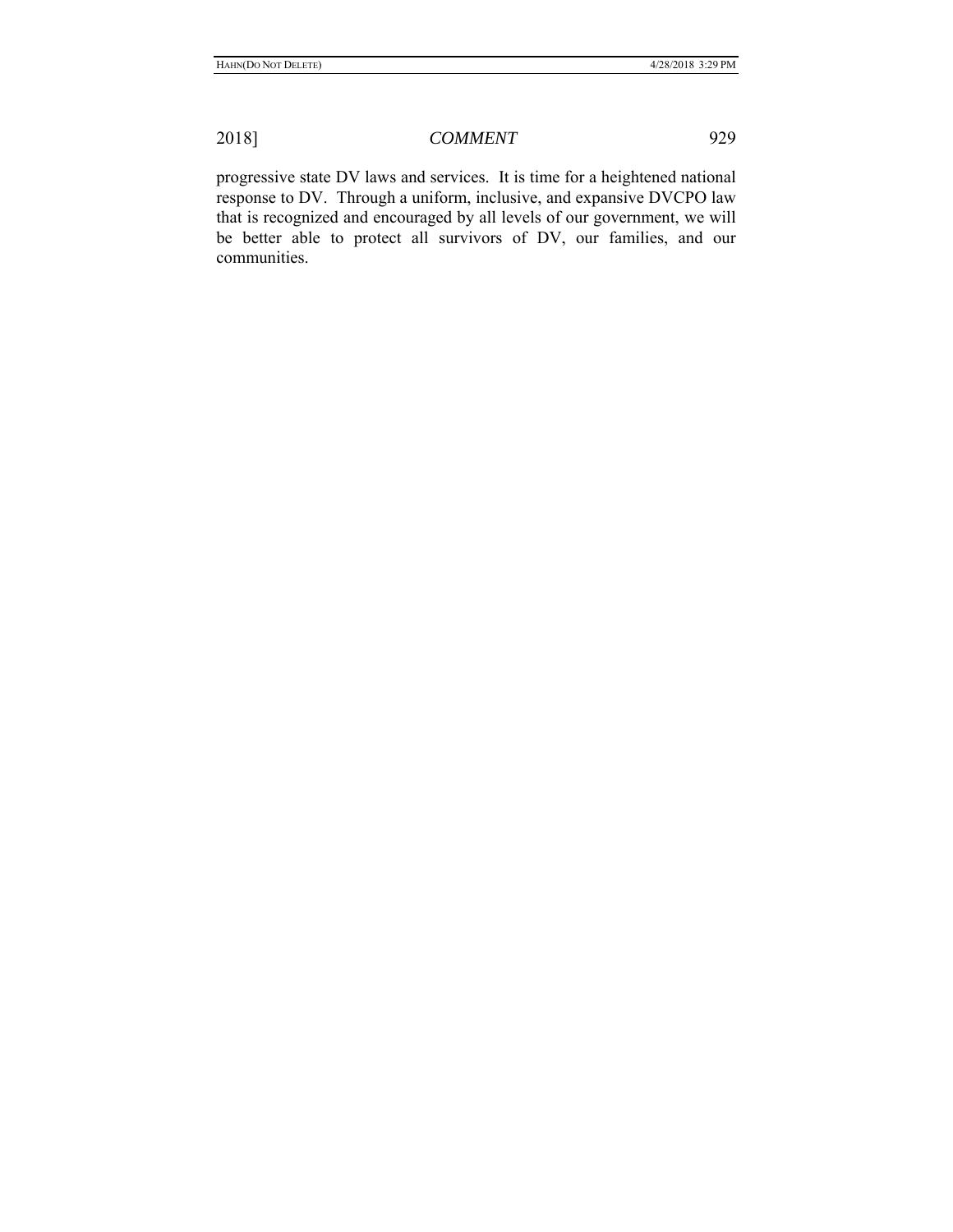progressive state DV laws and services. It is time for a heightened national response to DV. Through a uniform, inclusive, and expansive DVCPO law that is recognized and encouraged by all levels of our government, we will be better able to protect all survivors of DV, our families, and our communities.